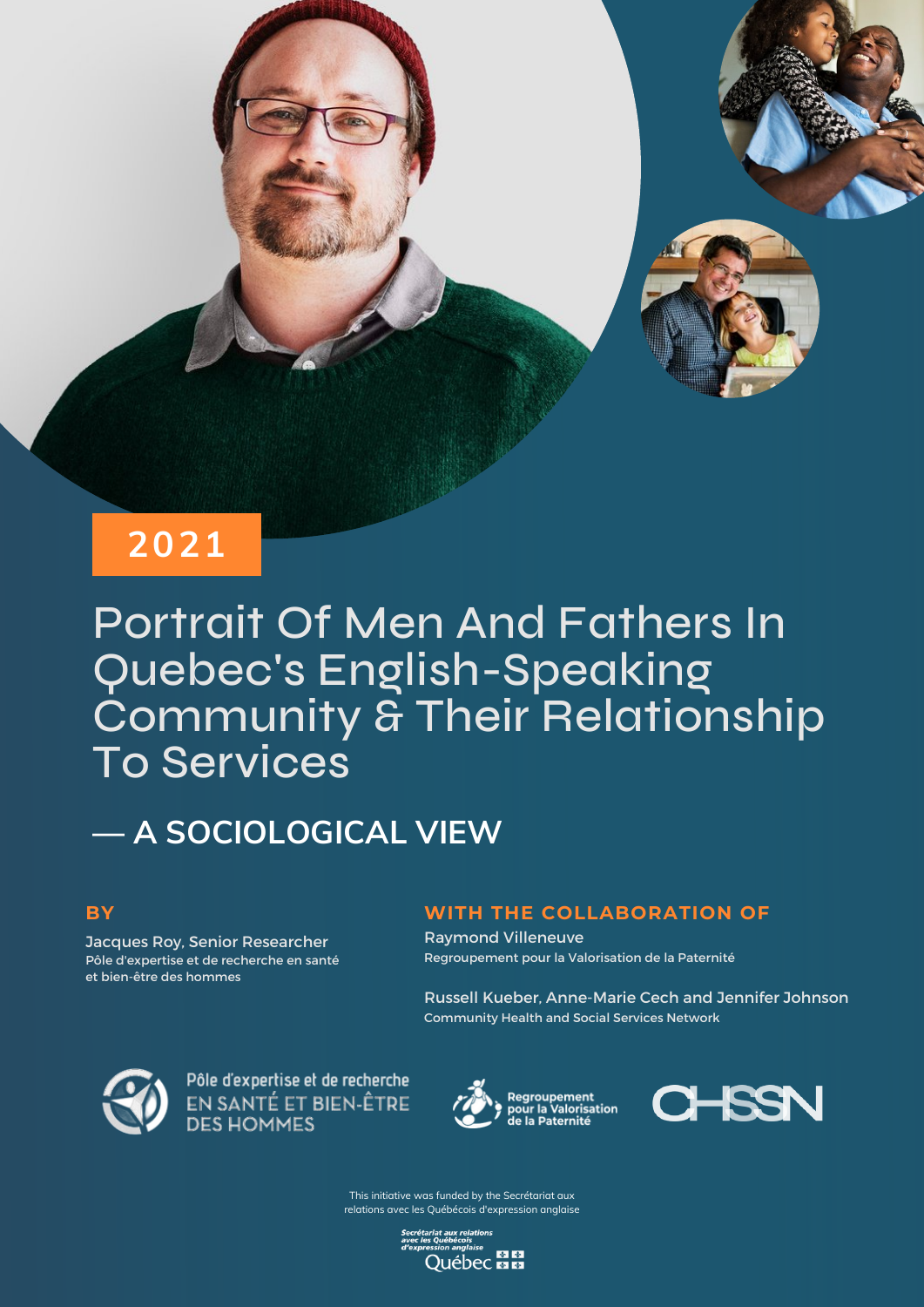2021

# Portrait Of Men And Fathers In Quebec's English-Speaking Community & Their Relationship To Services

## — A SOCIOLOGICAL VIEW

**BY**

Jacques Roy, Senior Researcher
Pôle d'expertise et de recherche en santé et bien-être des hommes

**WITH THE COLLABORATION OF**

Raymond Villeneuve
Regroupement pour la Valorisation de la Paternité

Russell Kueber, Anne-Marie Cech and Jennifer Johnson
Community Health and Social Services Network

Pôle d'expertise et de recherche EN SANTÉ ET BIEN-ÊTRE DES HOMMES

Regroupement pour la Valorisation de la Paternité

CHSSN

This initiative was funded by the Secrétariat aux relations avec les Québécois d'expression anglaise

Secrétariat aux relations avec les Québécois d'expression anglaise
Québec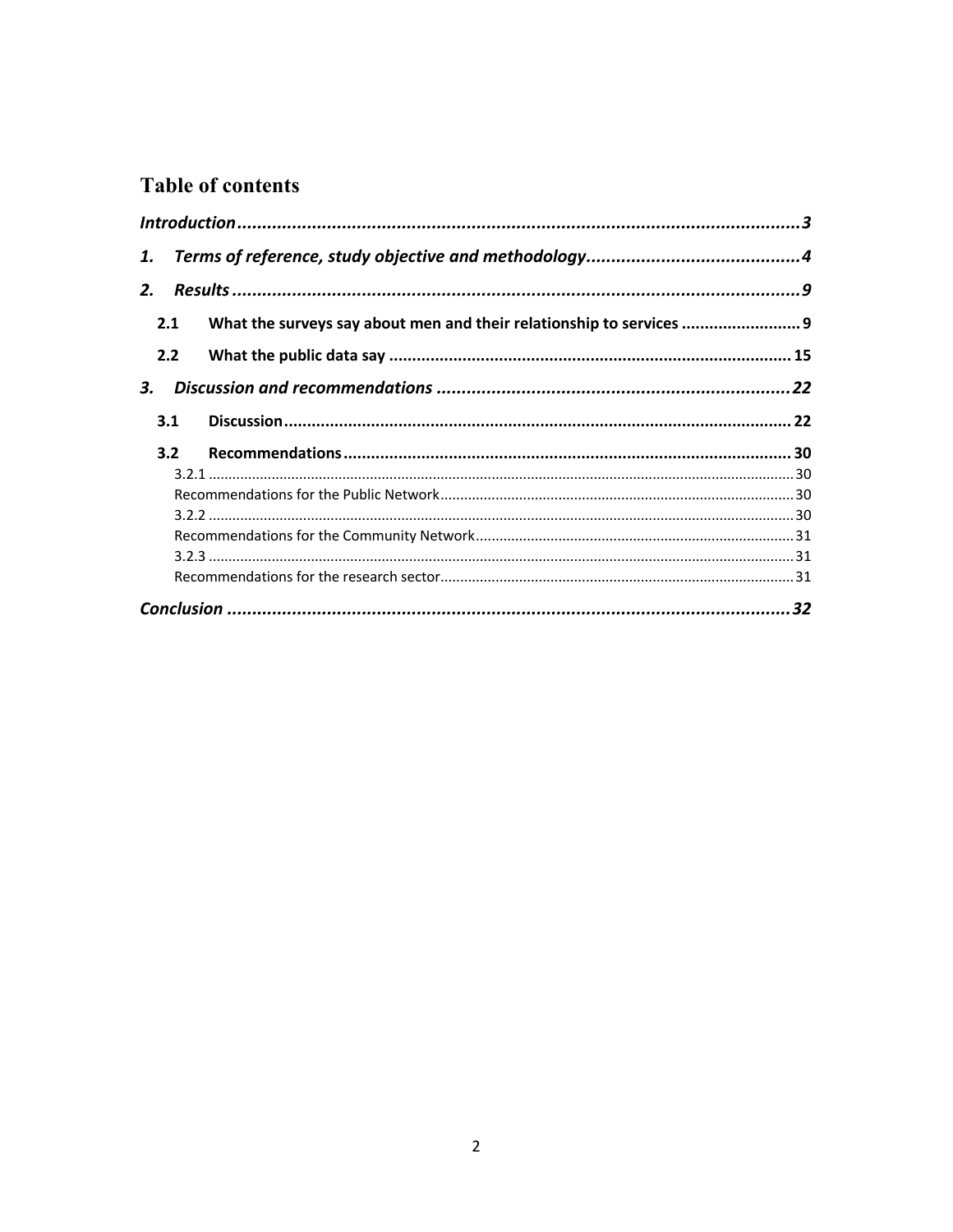# Table of contents

*Introduction* .................................................................................................................. *3*

*1. Terms of reference, study objective and methodology* .......................................... *4*

*2. Results* .................................................................................................................. *9*

**2.1 What the surveys say about men and their relationship to services** ......................... **9**

**2.2 What the public data say** ....................................................................................... **15**

*3. Discussion and recommendations* ....................................................................... *22*

**3.1 Discussion** ............................................................................................................. **22**

**3.2 Recommendations** ................................................................................................. **30**

3.2.1 ........................................................................................................................................ 30

Recommendations for the Public Network ........................................................................ 30

3.2.2 ........................................................................................................................................ 30

Recommendations for the Community Network ................................................................ 31

3.2.3 ........................................................................................................................................ 31

Recommendations for the research sector ......................................................................... 31

*Conclusion* .................................................................................................................. *32*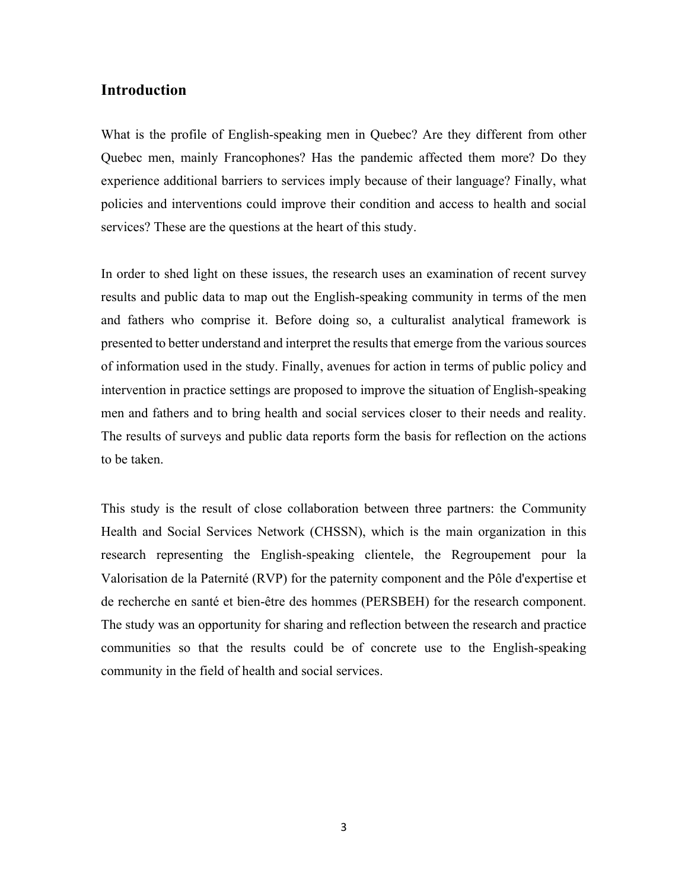## Introduction

What is the profile of English-speaking men in Quebec? Are they different from other Quebec men, mainly Francophones? Has the pandemic affected them more? Do they experience additional barriers to services imply because of their language? Finally, what policies and interventions could improve their condition and access to health and social services? These are the questions at the heart of this study.

In order to shed light on these issues, the research uses an examination of recent survey results and public data to map out the English-speaking community in terms of the men and fathers who comprise it. Before doing so, a culturalist analytical framework is presented to better understand and interpret the results that emerge from the various sources of information used in the study. Finally, avenues for action in terms of public policy and intervention in practice settings are proposed to improve the situation of English-speaking men and fathers and to bring health and social services closer to their needs and reality. The results of surveys and public data reports form the basis for reflection on the actions to be taken.

This study is the result of close collaboration between three partners: the Community Health and Social Services Network (CHSSN), which is the main organization in this research representing the English-speaking clientele, the Regroupement pour la Valorisation de la Paternité (RVP) for the paternity component and the Pôle d'expertise et de recherche en santé et bien-être des hommes (PERSBEH) for the research component. The study was an opportunity for sharing and reflection between the research and practice communities so that the results could be of concrete use to the English-speaking community in the field of health and social services.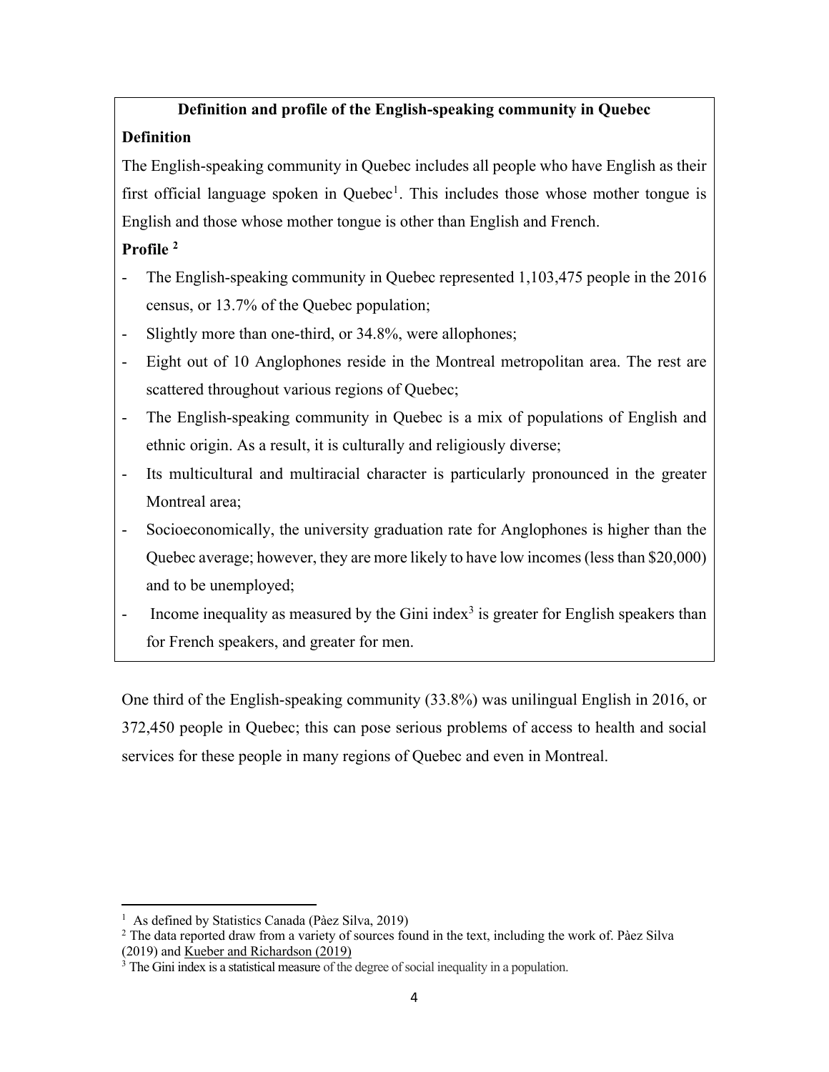**Definition and profile of the English-speaking community in Quebec**

**Definition**

The English-speaking community in Quebec includes all people who have English as their first official language spoken in Quebec[1]. This includes those whose mother tongue is English and those whose mother tongue is other than English and French.

**Profile [2]**

- The English-speaking community in Quebec represented 1,103,475 people in the 2016 census, or 13.7% of the Quebec population;
- Slightly more than one-third, or 34.8%, were allophones;
- Eight out of 10 Anglophones reside in the Montreal metropolitan area. The rest are scattered throughout various regions of Quebec;
- The English-speaking community in Quebec is a mix of populations of English and ethnic origin. As a result, it is culturally and religiously diverse;
- Its multicultural and multiracial character is particularly pronounced in the greater Montreal area;
- Socioeconomically, the university graduation rate for Anglophones is higher than the Quebec average; however, they are more likely to have low incomes (less than $20,000) and to be unemployed;
- Income inequality as measured by the Gini index[3] is greater for English speakers than for French speakers, and greater for men.

One third of the English-speaking community (33.8%) was unilingual English in 2016, or 372,450 people in Quebec; this can pose serious problems of access to health and social services for these people in many regions of Quebec and even in Montreal.

---

[1] As defined by Statistics Canada (Pàez Silva, 2019)

[2] The data reported draw from a variety of sources found in the text, including the work of. Pàez Silva (2019) and Kueber and Richardson (2019)

[3] The Gini index is a statistical measure of the degree of social inequality in a population.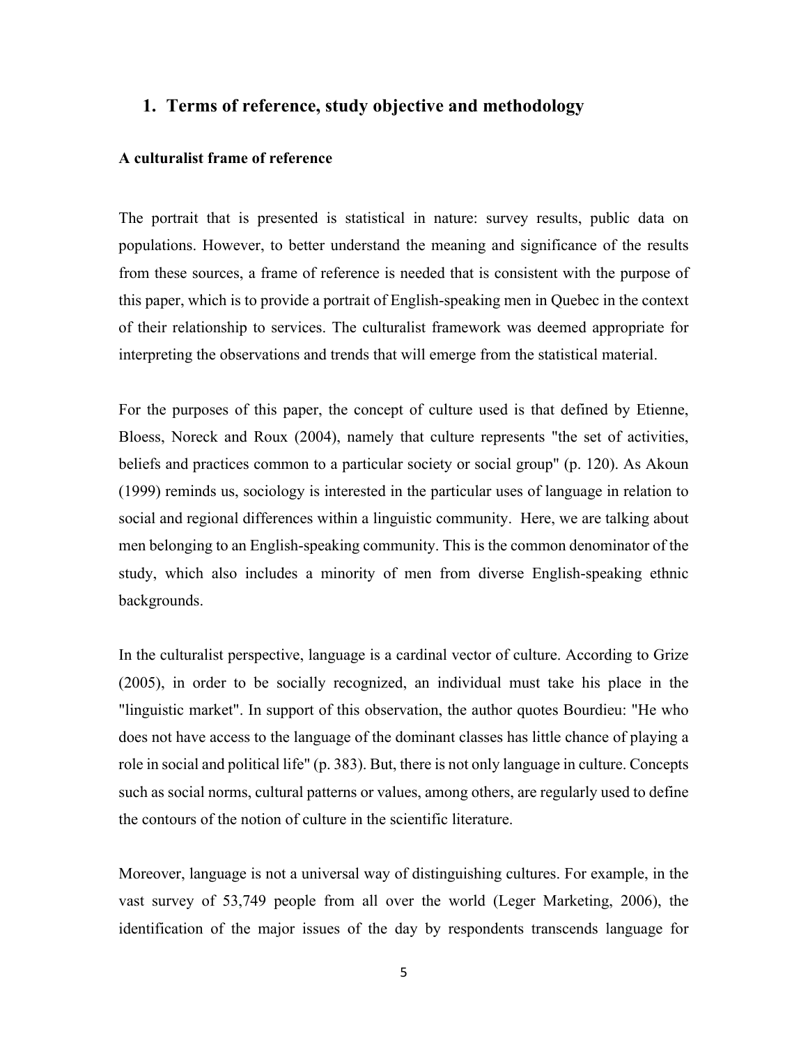## 1. Terms of reference, study objective and methodology

### A culturalist frame of reference

The portrait that is presented is statistical in nature: survey results, public data on populations. However, to better understand the meaning and significance of the results from these sources, a frame of reference is needed that is consistent with the purpose of this paper, which is to provide a portrait of English-speaking men in Quebec in the context of their relationship to services. The culturalist framework was deemed appropriate for interpreting the observations and trends that will emerge from the statistical material.

For the purposes of this paper, the concept of culture used is that defined by Etienne, Bloess, Noreck and Roux (2004), namely that culture represents "the set of activities, beliefs and practices common to a particular society or social group" (p. 120). As Akoun (1999) reminds us, sociology is interested in the particular uses of language in relation to social and regional differences within a linguistic community. Here, we are talking about men belonging to an English-speaking community. This is the common denominator of the study, which also includes a minority of men from diverse English-speaking ethnic backgrounds.

In the culturalist perspective, language is a cardinal vector of culture. According to Grize (2005), in order to be socially recognized, an individual must take his place in the "linguistic market". In support of this observation, the author quotes Bourdieu: "He who does not have access to the language of the dominant classes has little chance of playing a role in social and political life" (p. 383). But, there is not only language in culture. Concepts such as social norms, cultural patterns or values, among others, are regularly used to define the contours of the notion of culture in the scientific literature.

Moreover, language is not a universal way of distinguishing cultures. For example, in the vast survey of 53,749 people from all over the world (Leger Marketing, 2006), the identification of the major issues of the day by respondents transcends language for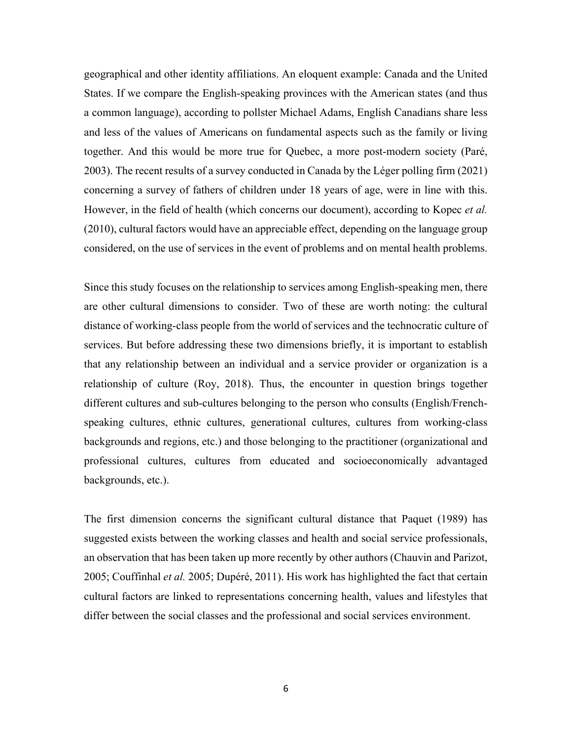geographical and other identity affiliations. An eloquent example: Canada and the United States. If we compare the English-speaking provinces with the American states (and thus a common language), according to pollster Michael Adams, English Canadians share less and less of the values of Americans on fundamental aspects such as the family or living together. And this would be more true for Quebec, a more post-modern society (Paré, 2003). The recent results of a survey conducted in Canada by the Léger polling firm (2021) concerning a survey of fathers of children under 18 years of age, were in line with this. However, in the field of health (which concerns our document), according to Kopec *et al.* (2010), cultural factors would have an appreciable effect, depending on the language group considered, on the use of services in the event of problems and on mental health problems.

Since this study focuses on the relationship to services among English-speaking men, there are other cultural dimensions to consider. Two of these are worth noting: the cultural distance of working-class people from the world of services and the technocratic culture of services. But before addressing these two dimensions briefly, it is important to establish that any relationship between an individual and a service provider or organization is a relationship of culture (Roy, 2018). Thus, the encounter in question brings together different cultures and sub-cultures belonging to the person who consults (English/French-speaking cultures, ethnic cultures, generational cultures, cultures from working-class backgrounds and regions, etc.) and those belonging to the practitioner (organizational and professional cultures, cultures from educated and socioeconomically advantaged backgrounds, etc.).

The first dimension concerns the significant cultural distance that Paquet (1989) has suggested exists between the working classes and health and social service professionals, an observation that has been taken up more recently by other authors (Chauvin and Parizot, 2005; Couffinhal *et al.* 2005; Dupéré, 2011). His work has highlighted the fact that certain cultural factors are linked to representations concerning health, values and lifestyles that differ between the social classes and the professional and social services environment.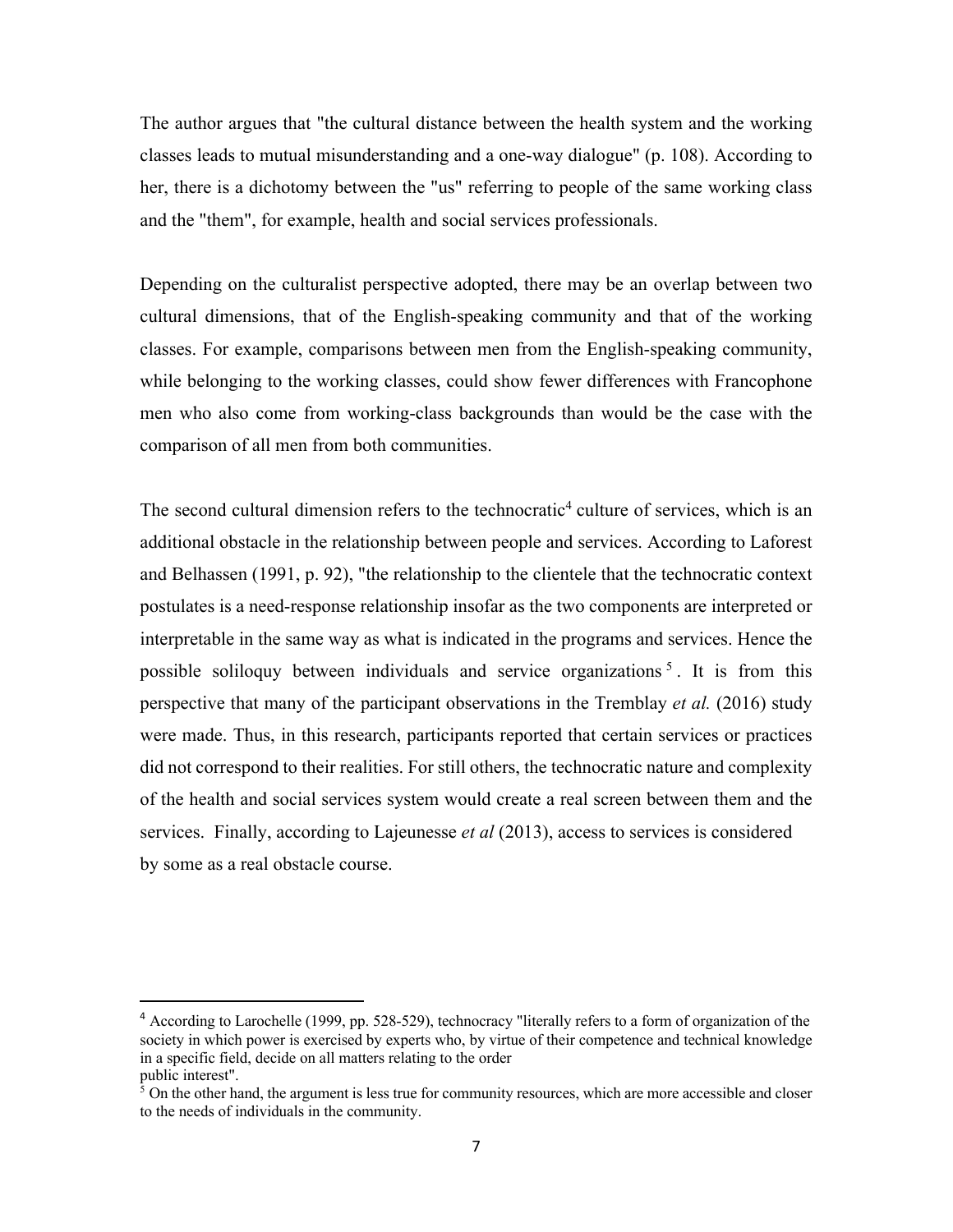The author argues that "the cultural distance between the health system and the working classes leads to mutual misunderstanding and a one-way dialogue" (p. 108). According to her, there is a dichotomy between the "us" referring to people of the same working class and the "them", for example, health and social services professionals.

Depending on the culturalist perspective adopted, there may be an overlap between two cultural dimensions, that of the English-speaking community and that of the working classes. For example, comparisons between men from the English-speaking community, while belonging to the working classes, could show fewer differences with Francophone men who also come from working-class backgrounds than would be the case with the comparison of all men from both communities.

The second cultural dimension refers to the technocratic[4] culture of services, which is an additional obstacle in the relationship between people and services. According to Laforest and Belhassen (1991, p. 92), "the relationship to the clientele that the technocratic context postulates is a need-response relationship insofar as the two components are interpreted or interpretable in the same way as what is indicated in the programs and services. Hence the possible soliloquy between individuals and service organizations[5]. It is from this perspective that many of the participant observations in the Tremblay *et al.* (2016) study were made. Thus, in this research, participants reported that certain services or practices did not correspond to their realities. For still others, the technocratic nature and complexity of the health and social services system would create a real screen between them and the services. Finally, according to Lajeunesse *et al* (2013), access to services is considered by some as a real obstacle course.

[4] According to Larochelle (1999, pp. 528-529), technocracy "literally refers to a form of organization of the society in which power is exercised by experts who, by virtue of their competence and technical knowledge in a specific field, decide on all matters relating to the order public interest".

[5] On the other hand, the argument is less true for community resources, which are more accessible and closer to the needs of individuals in the community.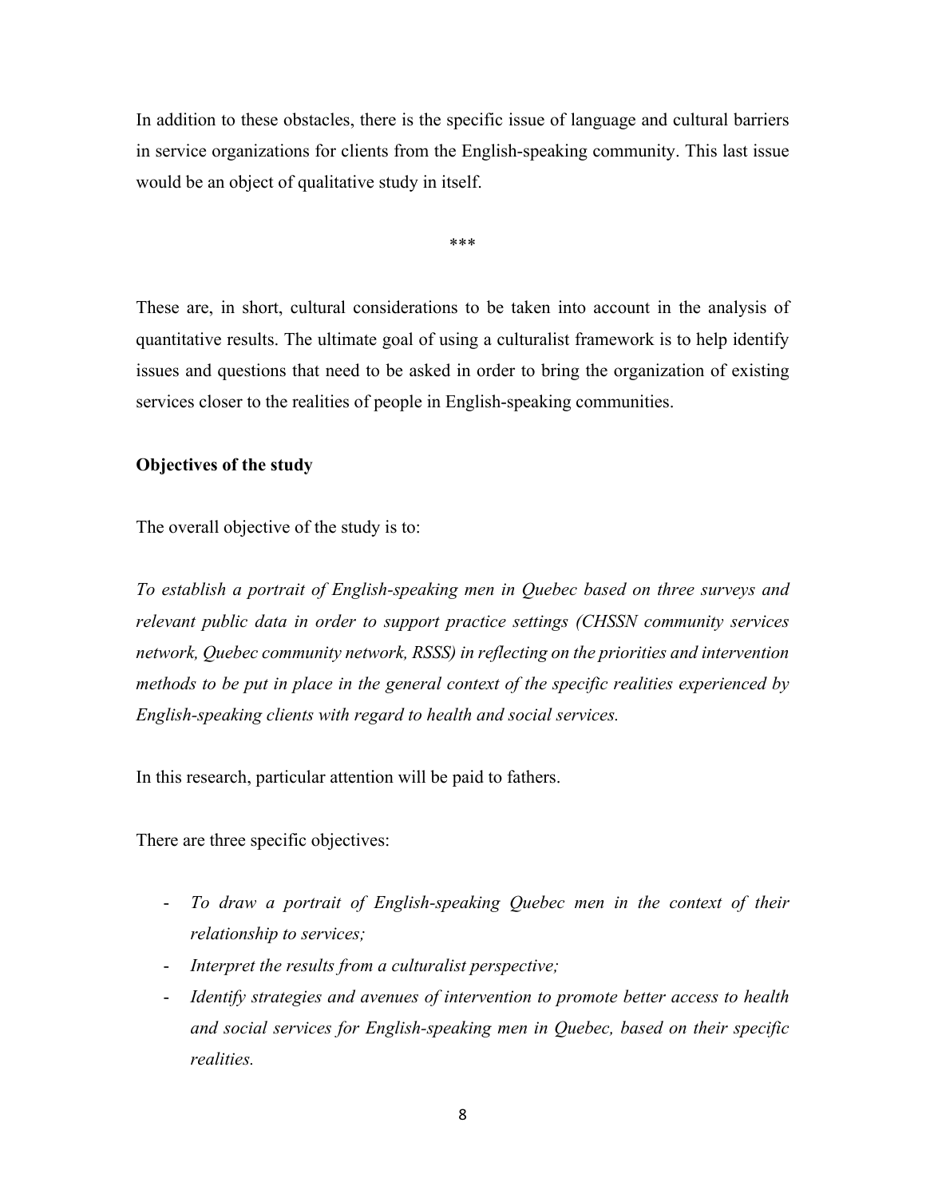In addition to these obstacles, there is the specific issue of language and cultural barriers in service organizations for clients from the English-speaking community. This last issue would be an object of qualitative study in itself.

***

These are, in short, cultural considerations to be taken into account in the analysis of quantitative results. The ultimate goal of using a culturalist framework is to help identify issues and questions that need to be asked in order to bring the organization of existing services closer to the realities of people in English-speaking communities.

**Objectives of the study**

The overall objective of the study is to:

*To establish a portrait of English-speaking men in Quebec based on three surveys and relevant public data in order to support practice settings (CHSSN community services network, Quebec community network, RSSS) in reflecting on the priorities and intervention methods to be put in place in the general context of the specific realities experienced by English-speaking clients with regard to health and social services.*

In this research, particular attention will be paid to fathers.

There are three specific objectives:

- *To draw a portrait of English-speaking Quebec men in the context of their relationship to services;*
- *Interpret the results from a culturalist perspective;*
- *Identify strategies and avenues of intervention to promote better access to health and social services for English-speaking men in Quebec, based on their specific realities.*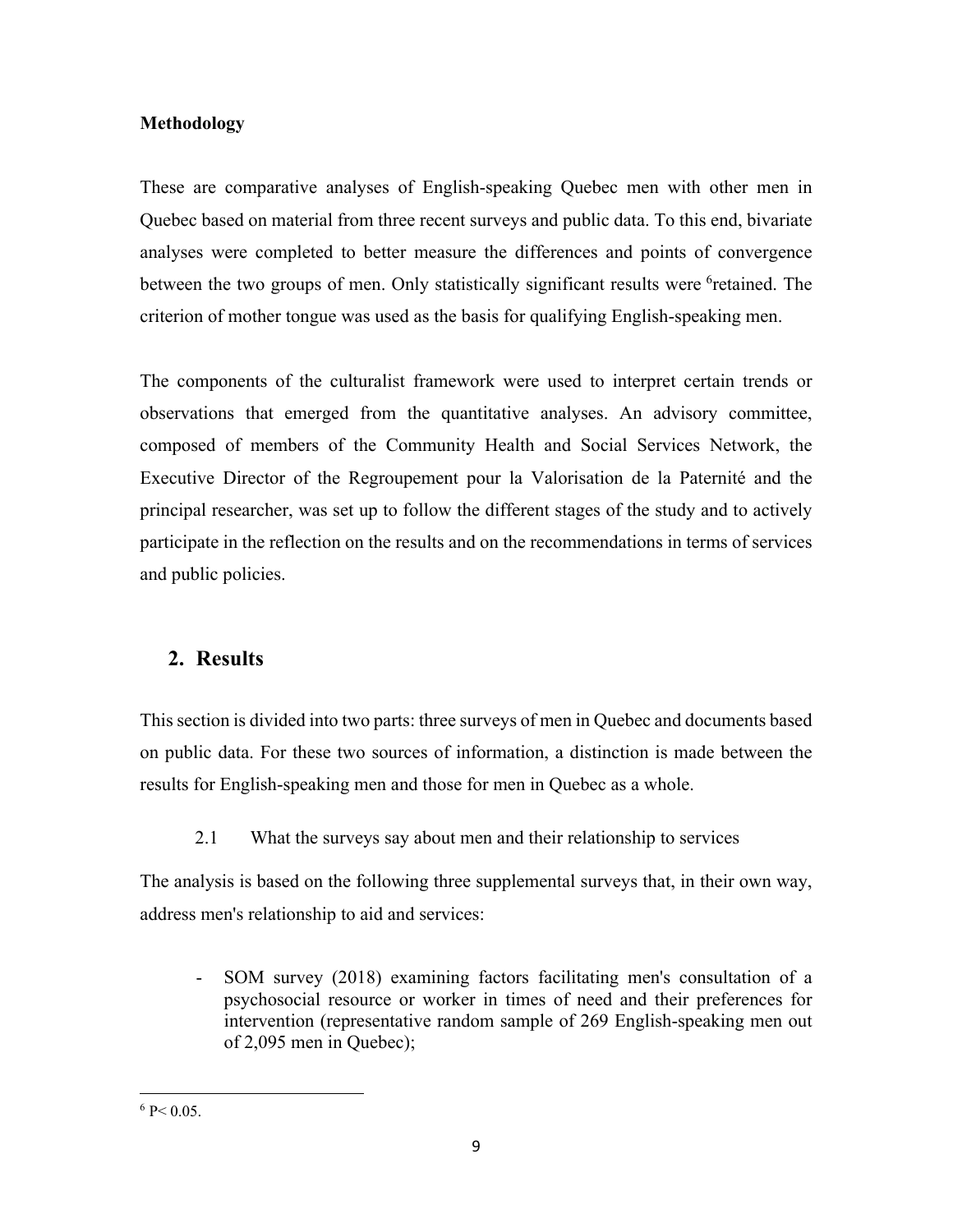**Methodology**

These are comparative analyses of English-speaking Quebec men with other men in Quebec based on material from three recent surveys and public data. To this end, bivariate analyses were completed to better measure the differences and points of convergence between the two groups of men. Only statistically significant results were [6]retained. The criterion of mother tongue was used as the basis for qualifying English-speaking men.

The components of the culturalist framework were used to interpret certain trends or observations that emerged from the quantitative analyses. An advisory committee, composed of members of the Community Health and Social Services Network, the Executive Director of the Regroupement pour la Valorisation de la Paternité and the principal researcher, was set up to follow the different stages of the study and to actively participate in the reflection on the results and on the recommendations in terms of services and public policies.

## 2. Results

This section is divided into two parts: three surveys of men in Quebec and documents based on public data. For these two sources of information, a distinction is made between the results for English-speaking men and those for men in Quebec as a whole.

### 2.1 What the surveys say about men and their relationship to services

The analysis is based on the following three supplemental surveys that, in their own way, address men's relationship to aid and services:

- SOM survey (2018) examining factors facilitating men's consultation of a psychosocial resource or worker in times of need and their preferences for intervention (representative random sample of 269 English-speaking men out of 2,095 men in Quebec);

[6] $P < 0.05$.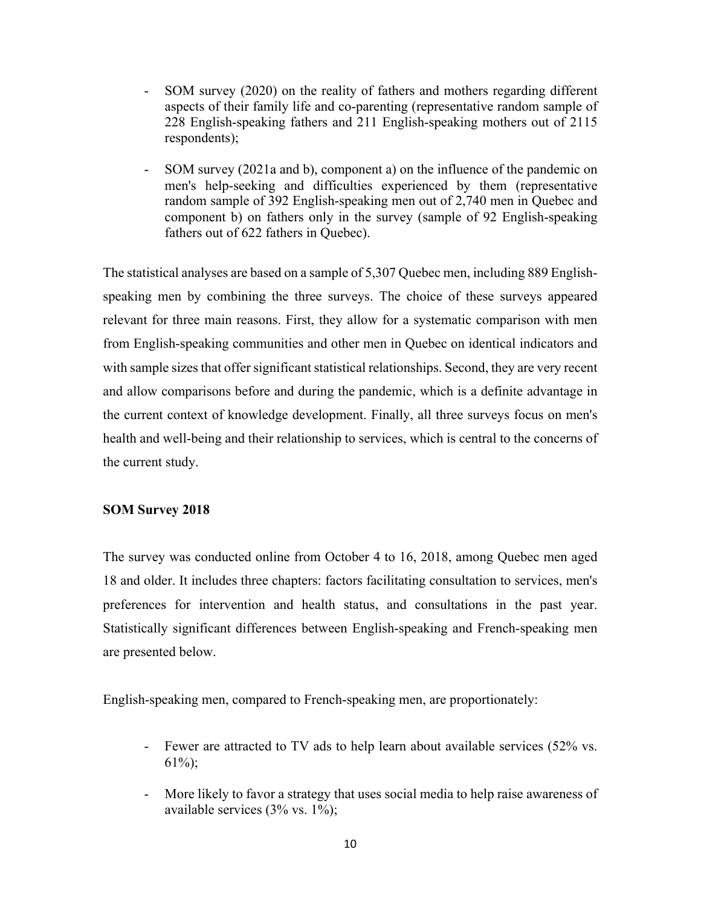- SOM survey (2020) on the reality of fathers and mothers regarding different aspects of their family life and co-parenting (representative random sample of 228 English-speaking fathers and 211 English-speaking mothers out of 2115 respondents);

- SOM survey (2021a and b), component a) on the influence of the pandemic on men's help-seeking and difficulties experienced by them (representative random sample of 392 English-speaking men out of 2,740 men in Quebec and component b) on fathers only in the survey (sample of 92 English-speaking fathers out of 622 fathers in Quebec).

The statistical analyses are based on a sample of 5,307 Quebec men, including 889 English-speaking men by combining the three surveys. The choice of these surveys appeared relevant for three main reasons. First, they allow for a systematic comparison with men from English-speaking communities and other men in Quebec on identical indicators and with sample sizes that offer significant statistical relationships. Second, they are very recent and allow comparisons before and during the pandemic, which is a definite advantage in the current context of knowledge development. Finally, all three surveys focus on men's health and well-being and their relationship to services, which is central to the concerns of the current study.

**SOM Survey 2018**

The survey was conducted online from October 4 to 16, 2018, among Quebec men aged 18 and older. It includes three chapters: factors facilitating consultation to services, men's preferences for intervention and health status, and consultations in the past year. Statistically significant differences between English-speaking and French-speaking men are presented below.

English-speaking men, compared to French-speaking men, are proportionately:

- Fewer are attracted to TV ads to help learn about available services (52% vs. 61%);

- More likely to favor a strategy that uses social media to help raise awareness of available services (3% vs. 1%);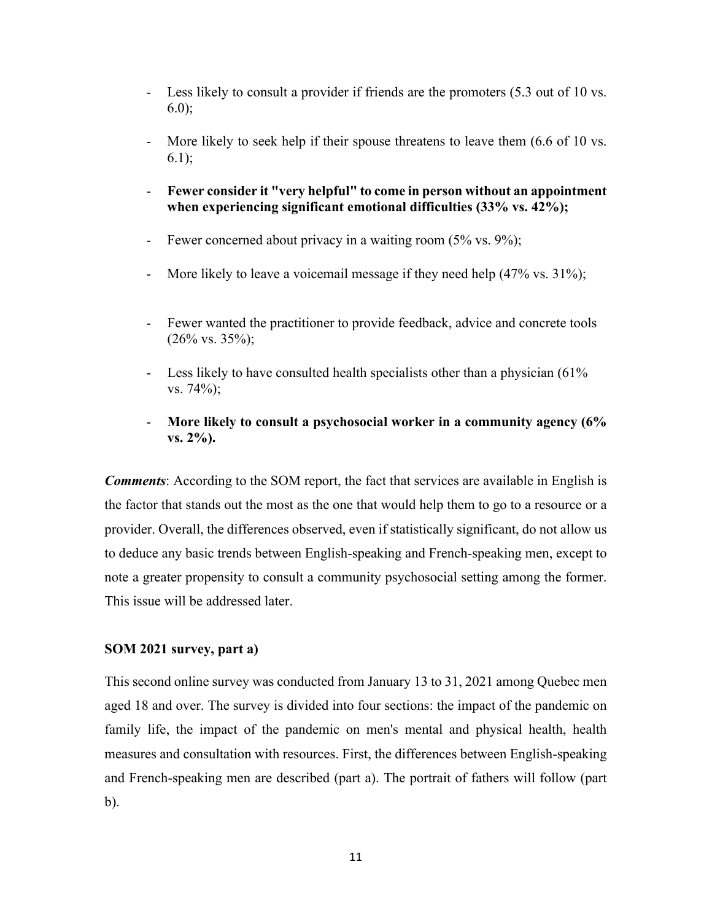- Less likely to consult a provider if friends are the promoters (5.3 out of 10 vs. 6.0);
- More likely to seek help if their spouse threatens to leave them (6.6 of 10 vs. 6.1);
- **Fewer consider it "very helpful" to come in person without an appointment when experiencing significant emotional difficulties (33% vs. 42%);**
- Fewer concerned about privacy in a waiting room (5% vs. 9%);
- More likely to leave a voicemail message if they need help (47% vs. 31%);
- Fewer wanted the practitioner to provide feedback, advice and concrete tools (26% vs. 35%);
- Less likely to have consulted health specialists other than a physician (61% vs. 74%);
- **More likely to consult a psychosocial worker in a community agency (6% vs. 2%).**

***Comments***: According to the SOM report, the fact that services are available in English is the factor that stands out the most as the one that would help them to go to a resource or a provider. Overall, the differences observed, even if statistically significant, do not allow us to deduce any basic trends between English-speaking and French-speaking men, except to note a greater propensity to consult a community psychosocial setting among the former. This issue will be addressed later.

**SOM 2021 survey, part a)**

This second online survey was conducted from January 13 to 31, 2021 among Quebec men aged 18 and over. The survey is divided into four sections: the impact of the pandemic on family life, the impact of the pandemic on men's mental and physical health, health measures and consultation with resources. First, the differences between English-speaking and French-speaking men are described (part a). The portrait of fathers will follow (part b).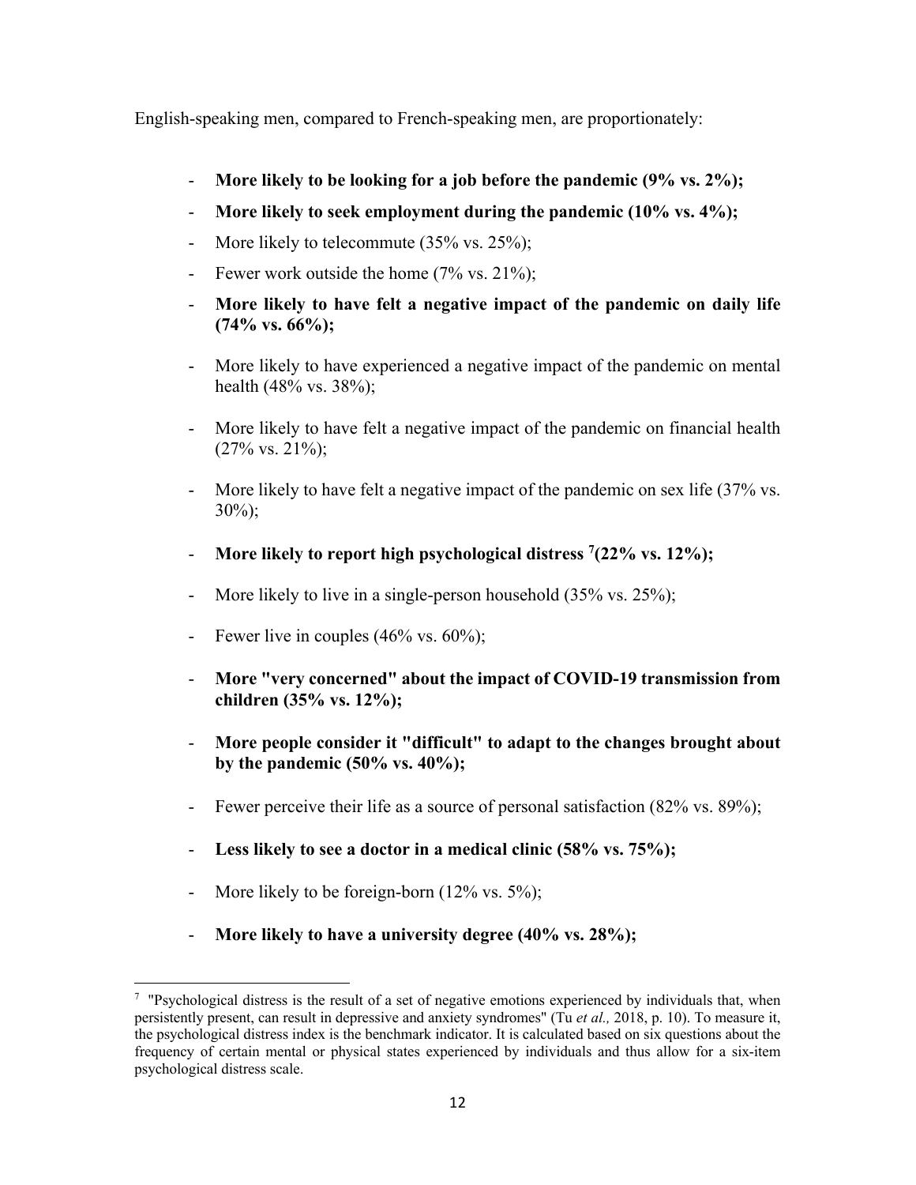English-speaking men, compared to French-speaking men, are proportionately:

- **More likely to be looking for a job before the pandemic (9% vs. 2%);**
- **More likely to seek employment during the pandemic (10% vs. 4%);**
- More likely to telecommute (35% vs. 25%);
- Fewer work outside the home (7% vs. 21%);
- **More likely to have felt a negative impact of the pandemic on daily life (74% vs. 66%);**
- More likely to have experienced a negative impact of the pandemic on mental health (48% vs. 38%);
- More likely to have felt a negative impact of the pandemic on financial health (27% vs. 21%);
- More likely to have felt a negative impact of the pandemic on sex life (37% vs. 30%);
- **More likely to report high psychological distress [7](22% vs. 12%);**
- More likely to live in a single-person household (35% vs. 25%);
- Fewer live in couples (46% vs. 60%);
- **More "very concerned" about the impact of COVID-19 transmission from children (35% vs. 12%);**
- **More people consider it "difficult" to adapt to the changes brought about by the pandemic (50% vs. 40%);**
- Fewer perceive their life as a source of personal satisfaction (82% vs. 89%);
- **Less likely to see a doctor in a medical clinic (58% vs. 75%);**
- More likely to be foreign-born (12% vs. 5%);
- **More likely to have a university degree (40% vs. 28%);**

[7] "Psychological distress is the result of a set of negative emotions experienced by individuals that, when persistently present, can result in depressive and anxiety syndromes" (Tu *et al.,* 2018, p. 10). To measure it, the psychological distress index is the benchmark indicator. It is calculated based on six questions about the frequency of certain mental or physical states experienced by individuals and thus allow for a six-item psychological distress scale.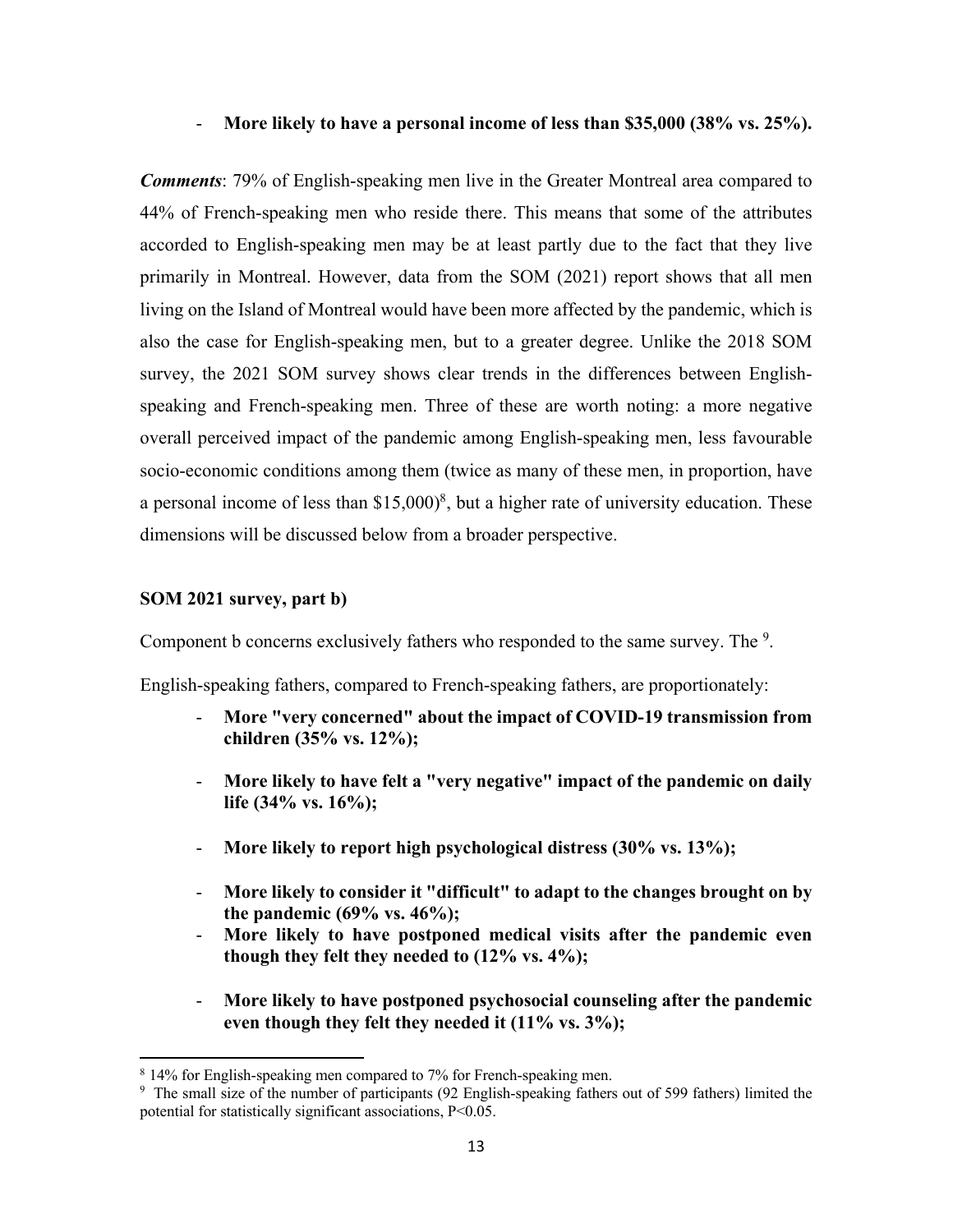- **More likely to have a personal income of less than $35,000 (38% vs. 25%).**

***Comments***: 79% of English-speaking men live in the Greater Montreal area compared to 44% of French-speaking men who reside there. This means that some of the attributes accorded to English-speaking men may be at least partly due to the fact that they live primarily in Montreal. However, data from the SOM (2021) report shows that all men living on the Island of Montreal would have been more affected by the pandemic, which is also the case for English-speaking men, but to a greater degree. Unlike the 2018 SOM survey, the 2021 SOM survey shows clear trends in the differences between English-speaking and French-speaking men. Three of these are worth noting: a more negative overall perceived impact of the pandemic among English-speaking men, less favourable socio-economic conditions among them (twice as many of these men, in proportion, have a personal income of less than $15,000)[8], but a higher rate of university education. These dimensions will be discussed below from a broader perspective.

**SOM 2021 survey, part b)**

Component b concerns exclusively fathers who responded to the same survey. The [9].

English-speaking fathers, compared to French-speaking fathers, are proportionately:

- **More "very concerned" about the impact of COVID-19 transmission from children (35% vs. 12%);**
- **More likely to have felt a "very negative" impact of the pandemic on daily life (34% vs. 16%);**
- **More likely to report high psychological distress (30% vs. 13%);**
- **More likely to consider it "difficult" to adapt to the changes brought on by the pandemic (69% vs. 46%);**
- **More likely to have postponed medical visits after the pandemic even though they felt they needed to (12% vs. 4%);**
- **More likely to have postponed psychosocial counseling after the pandemic even though they felt they needed it (11% vs. 3%);**

[8] 14% for English-speaking men compared to 7% for French-speaking men.

[9] The small size of the number of participants (92 English-speaking fathers out of 599 fathers) limited the potential for statistically significant associations, $P<0.05$.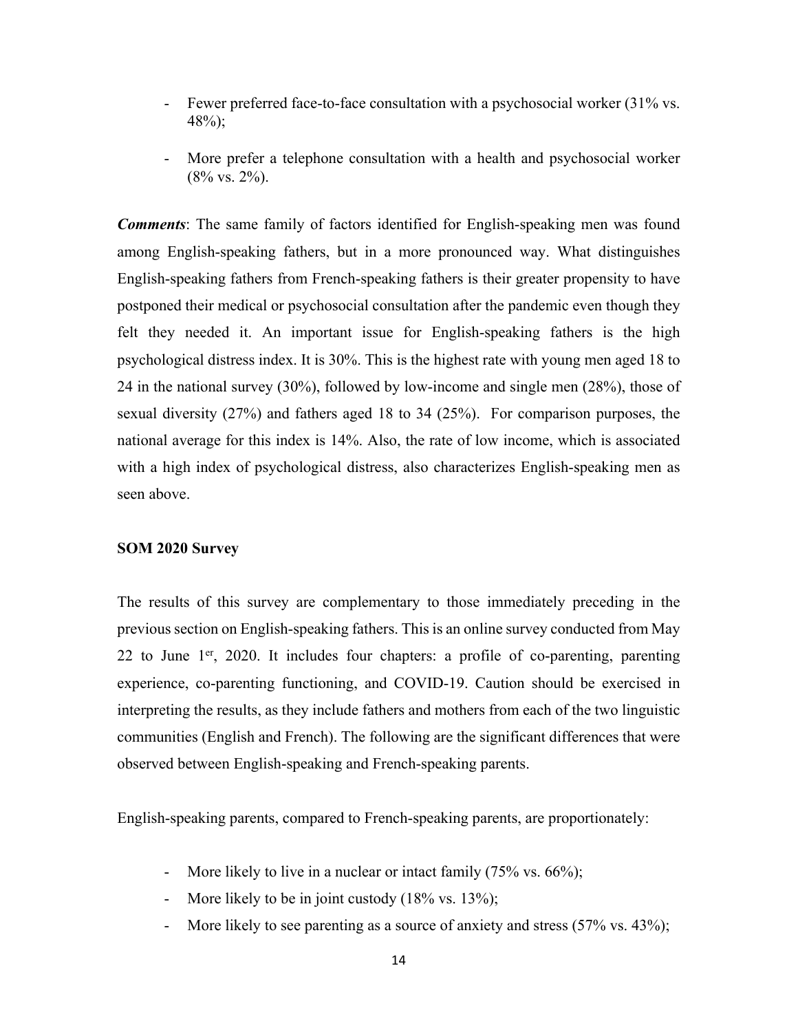- Fewer preferred face-to-face consultation with a psychosocial worker (31% vs. 48%);
- More prefer a telephone consultation with a health and psychosocial worker (8% vs. 2%).

***Comments***: The same family of factors identified for English-speaking men was found among English-speaking fathers, but in a more pronounced way. What distinguishes English-speaking fathers from French-speaking fathers is their greater propensity to have postponed their medical or psychosocial consultation after the pandemic even though they felt they needed it. An important issue for English-speaking fathers is the high psychological distress index. It is 30%. This is the highest rate with young men aged 18 to 24 in the national survey (30%), followed by low-income and single men (28%), those of sexual diversity (27%) and fathers aged 18 to 34 (25%). For comparison purposes, the national average for this index is 14%. Also, the rate of low income, which is associated with a high index of psychological distress, also characterizes English-speaking men as seen above.

**SOM 2020 Survey**

The results of this survey are complementary to those immediately preceding in the previous section on English-speaking fathers. This is an online survey conducted from May 22 to June 1er, 2020. It includes four chapters: a profile of co-parenting, parenting experience, co-parenting functioning, and COVID-19. Caution should be exercised in interpreting the results, as they include fathers and mothers from each of the two linguistic communities (English and French). The following are the significant differences that were observed between English-speaking and French-speaking parents.

English-speaking parents, compared to French-speaking parents, are proportionately:

- More likely to live in a nuclear or intact family (75% vs. 66%);
- More likely to be in joint custody (18% vs. 13%);
- More likely to see parenting as a source of anxiety and stress (57% vs. 43%);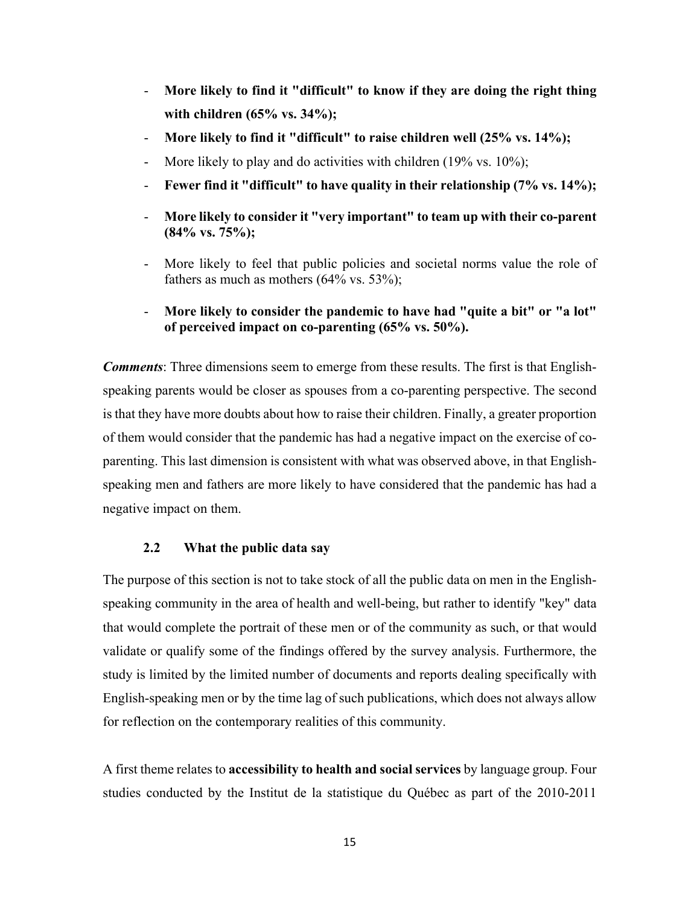- **More likely to find it "difficult" to know if they are doing the right thing with children (65% vs. 34%);**
- **More likely to find it "difficult" to raise children well (25% vs. 14%);**
- More likely to play and do activities with children (19% vs. 10%);
- **Fewer find it "difficult" to have quality in their relationship (7% vs. 14%);**
- **More likely to consider it "very important" to team up with their co-parent (84% vs. 75%);**
- More likely to feel that public policies and societal norms value the role of fathers as much as mothers (64% vs. 53%);
- **More likely to consider the pandemic to have had "quite a bit" or "a lot" of perceived impact on co-parenting (65% vs. 50%).**

***Comments***: Three dimensions seem to emerge from these results. The first is that English-speaking parents would be closer as spouses from a co-parenting perspective. The second is that they have more doubts about how to raise their children. Finally, a greater proportion of them would consider that the pandemic has had a negative impact on the exercise of co-parenting. This last dimension is consistent with what was observed above, in that English-speaking men and fathers are more likely to have considered that the pandemic has had a negative impact on them.

### 2.2 What the public data say

The purpose of this section is not to take stock of all the public data on men in the English-speaking community in the area of health and well-being, but rather to identify "key" data that would complete the portrait of these men or of the community as such, or that would validate or qualify some of the findings offered by the survey analysis. Furthermore, the study is limited by the limited number of documents and reports dealing specifically with English-speaking men or by the time lag of such publications, which does not always allow for reflection on the contemporary realities of this community.

A first theme relates to **accessibility to health and social services** by language group. Four studies conducted by the Institut de la statistique du Québec as part of the 2010-2011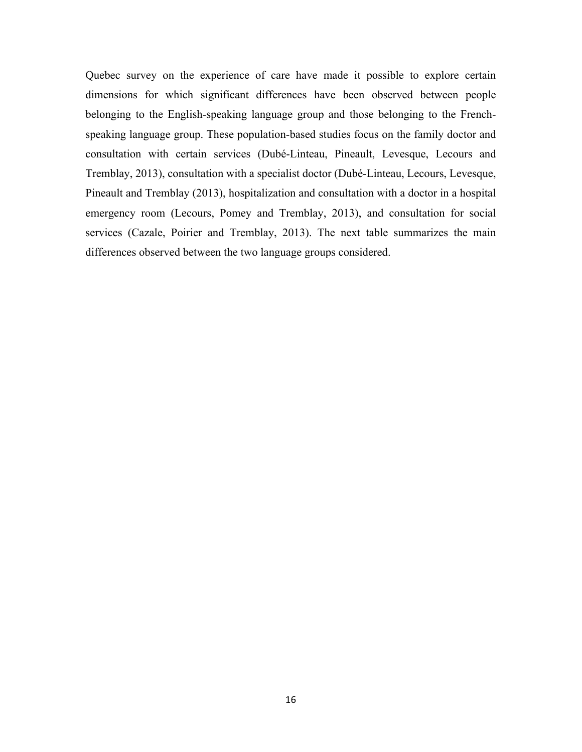Quebec survey on the experience of care have made it possible to explore certain dimensions for which significant differences have been observed between people belonging to the English-speaking language group and those belonging to the French-speaking language group. These population-based studies focus on the family doctor and consultation with certain services (Dubé-Linteau, Pineault, Levesque, Lecours and Tremblay, 2013), consultation with a specialist doctor (Dubé-Linteau, Lecours, Levesque, Pineault and Tremblay (2013), hospitalization and consultation with a doctor in a hospital emergency room (Lecours, Pomey and Tremblay, 2013), and consultation for social services (Cazale, Poirier and Tremblay, 2013). The next table summarizes the main differences observed between the two language groups considered.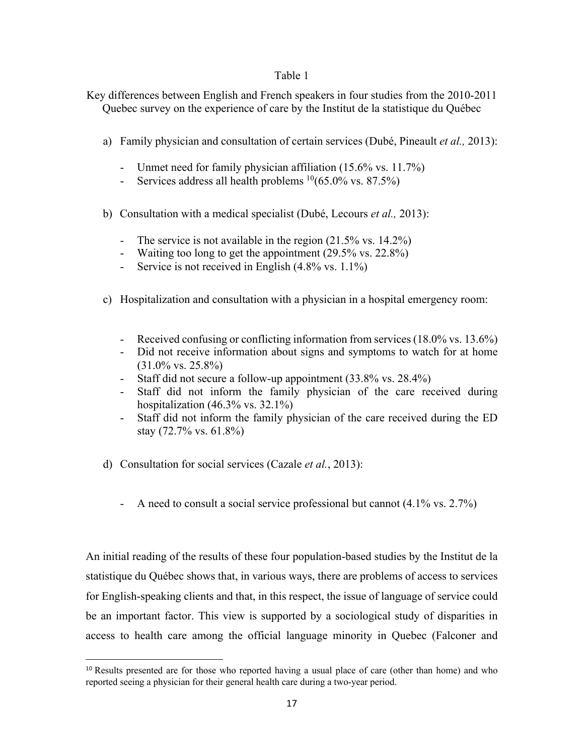Table 1

Key differences between English and French speakers in four studies from the 2010-2011 Quebec survey on the experience of care by the Institut de la statistique du Québec

a) Family physician and consultation of certain services (Dubé, Pineault *et al.,* 2013):

- Unmet need for family physician affiliation (15.6% vs. 11.7%)
- Services address all health problems [10](65.0% vs. 87.5%)

b) Consultation with a medical specialist (Dubé, Lecours *et al.,* 2013):

- The service is not available in the region (21.5% vs. 14.2%)
- Waiting too long to get the appointment (29.5% vs. 22.8%)
- Service is not received in English (4.8% vs. 1.1%)

c) Hospitalization and consultation with a physician in a hospital emergency room:

- Received confusing or conflicting information from services (18.0% vs. 13.6%)
- Did not receive information about signs and symptoms to watch for at home (31.0% vs. 25.8%)
- Staff did not secure a follow-up appointment (33.8% vs. 28.4%)
- Staff did not inform the family physician of the care received during hospitalization (46.3% vs. 32.1%)
- Staff did not inform the family physician of the care received during the ED stay (72.7% vs. 61.8%)

d) Consultation for social services (Cazale *et al.*, 2013):

- A need to consult a social service professional but cannot (4.1% vs. 2.7%)

An initial reading of the results of these four population-based studies by the Institut de la statistique du Québec shows that, in various ways, there are problems of access to services for English-speaking clients and that, in this respect, the issue of language of service could be an important factor. This view is supported by a sociological study of disparities in access to health care among the official language minority in Quebec (Falconer and

[10] Results presented are for those who reported having a usual place of care (other than home) and who reported seeing a physician for their general health care during a two-year period.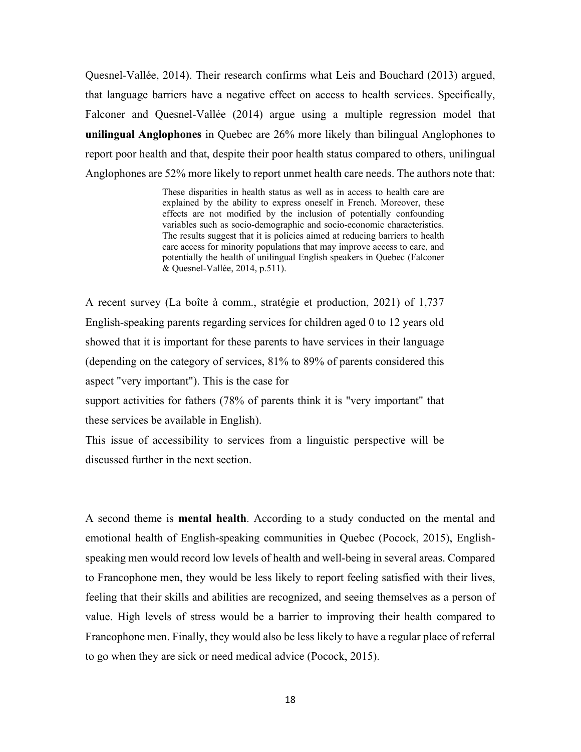Quesnel-Vallée, 2014). Their research confirms what Leis and Bouchard (2013) argued, that language barriers have a negative effect on access to health services. Specifically, Falconer and Quesnel-Vallée (2014) argue using a multiple regression model that **unilingual Anglophones** in Quebec are 26% more likely than bilingual Anglophones to report poor health and that, despite their poor health status compared to others, unilingual Anglophones are 52% more likely to report unmet health care needs. The authors note that:

> These disparities in health status as well as in access to health care are explained by the ability to express oneself in French. Moreover, these effects are not modified by the inclusion of potentially confounding variables such as socio-demographic and socio-economic characteristics. The results suggest that it is policies aimed at reducing barriers to health care access for minority populations that may improve access to care, and potentially the health of unilingual English speakers in Quebec (Falconer & Quesnel-Vallée, 2014, p.511).

A recent survey (La boîte à comm., stratégie et production, 2021) of 1,737 English-speaking parents regarding services for children aged 0 to 12 years old showed that it is important for these parents to have services in their language (depending on the category of services, 81% to 89% of parents considered this aspect "very important"). This is the case for

support activities for fathers (78% of parents think it is "very important" that these services be available in English).

This issue of accessibility to services from a linguistic perspective will be discussed further in the next section.

A second theme is **mental health**. According to a study conducted on the mental and emotional health of English-speaking communities in Quebec (Pocock, 2015), English-speaking men would record low levels of health and well-being in several areas. Compared to Francophone men, they would be less likely to report feeling satisfied with their lives, feeling that their skills and abilities are recognized, and seeing themselves as a person of value. High levels of stress would be a barrier to improving their health compared to Francophone men. Finally, they would also be less likely to have a regular place of referral to go when they are sick or need medical advice (Pocock, 2015).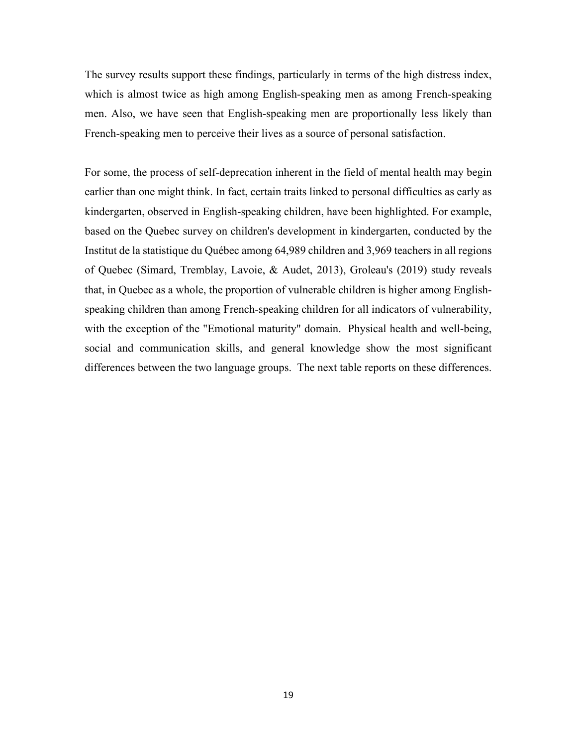The survey results support these findings, particularly in terms of the high distress index, which is almost twice as high among English-speaking men as among French-speaking men. Also, we have seen that English-speaking men are proportionally less likely than French-speaking men to perceive their lives as a source of personal satisfaction.

For some, the process of self-deprecation inherent in the field of mental health may begin earlier than one might think. In fact, certain traits linked to personal difficulties as early as kindergarten, observed in English-speaking children, have been highlighted. For example, based on the Quebec survey on children's development in kindergarten, conducted by the Institut de la statistique du Québec among 64,989 children and 3,969 teachers in all regions of Quebec (Simard, Tremblay, Lavoie, & Audet, 2013), Groleau's (2019) study reveals that, in Quebec as a whole, the proportion of vulnerable children is higher among English-speaking children than among French-speaking children for all indicators of vulnerability, with the exception of the "Emotional maturity" domain. Physical health and well-being, social and communication skills, and general knowledge show the most significant differences between the two language groups. The next table reports on these differences.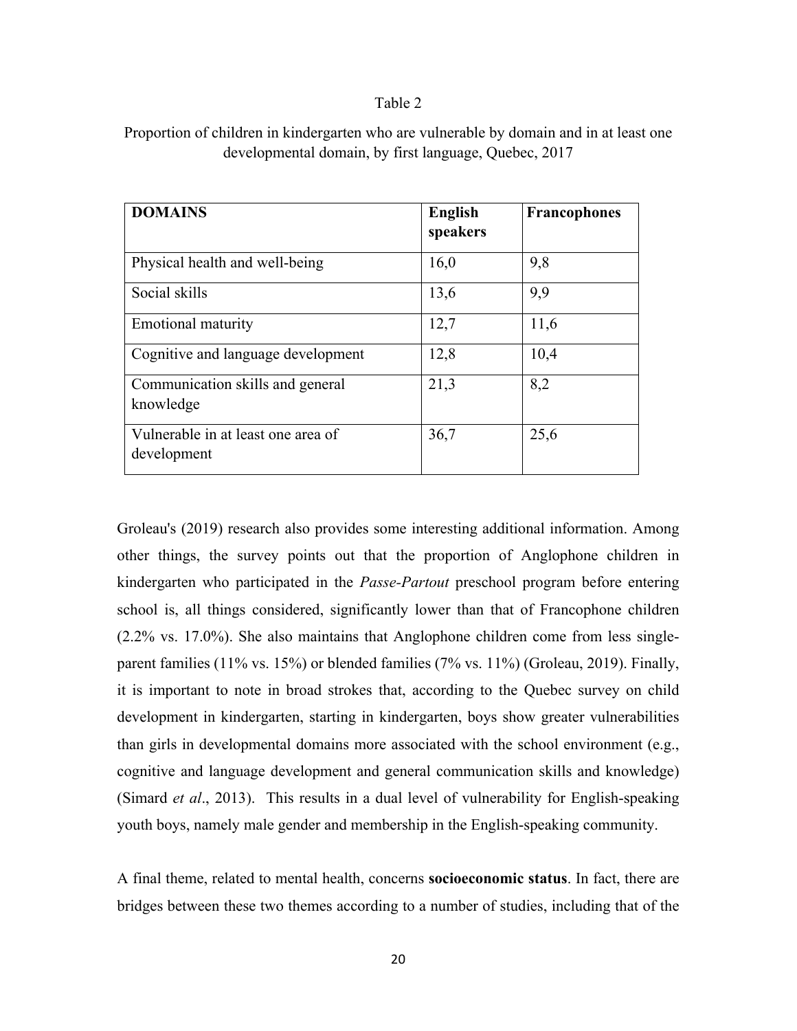Table 2

Proportion of children in kindergarten who are vulnerable by domain and in at least one developmental domain, by first language, Quebec, 2017

| DOMAINS | English speakers | Francophones |
|---|---|---|
| Physical health and well-being | 16,0 | 9,8 |
| Social skills | 13,6 | 9,9 |
| Emotional maturity | 12,7 | 11,6 |
| Cognitive and language development | 12,8 | 10,4 |
| Communication skills and general knowledge | 21,3 | 8,2 |
| Vulnerable in at least one area of development | 36,7 | 25,6 |

Groleau's (2019) research also provides some interesting additional information. Among other things, the survey points out that the proportion of Anglophone children in kindergarten who participated in the *Passe-Partout* preschool program before entering school is, all things considered, significantly lower than that of Francophone children (2.2% vs. 17.0%). She also maintains that Anglophone children come from less single-parent families (11% vs. 15%) or blended families (7% vs. 11%) (Groleau, 2019). Finally, it is important to note in broad strokes that, according to the Quebec survey on child development in kindergarten, starting in kindergarten, boys show greater vulnerabilities than girls in developmental domains more associated with the school environment (e.g., cognitive and language development and general communication skills and knowledge) (Simard *et al*., 2013). This results in a dual level of vulnerability for English-speaking youth boys, namely male gender and membership in the English-speaking community.

A final theme, related to mental health, concerns **socioeconomic status**. In fact, there are bridges between these two themes according to a number of studies, including that of the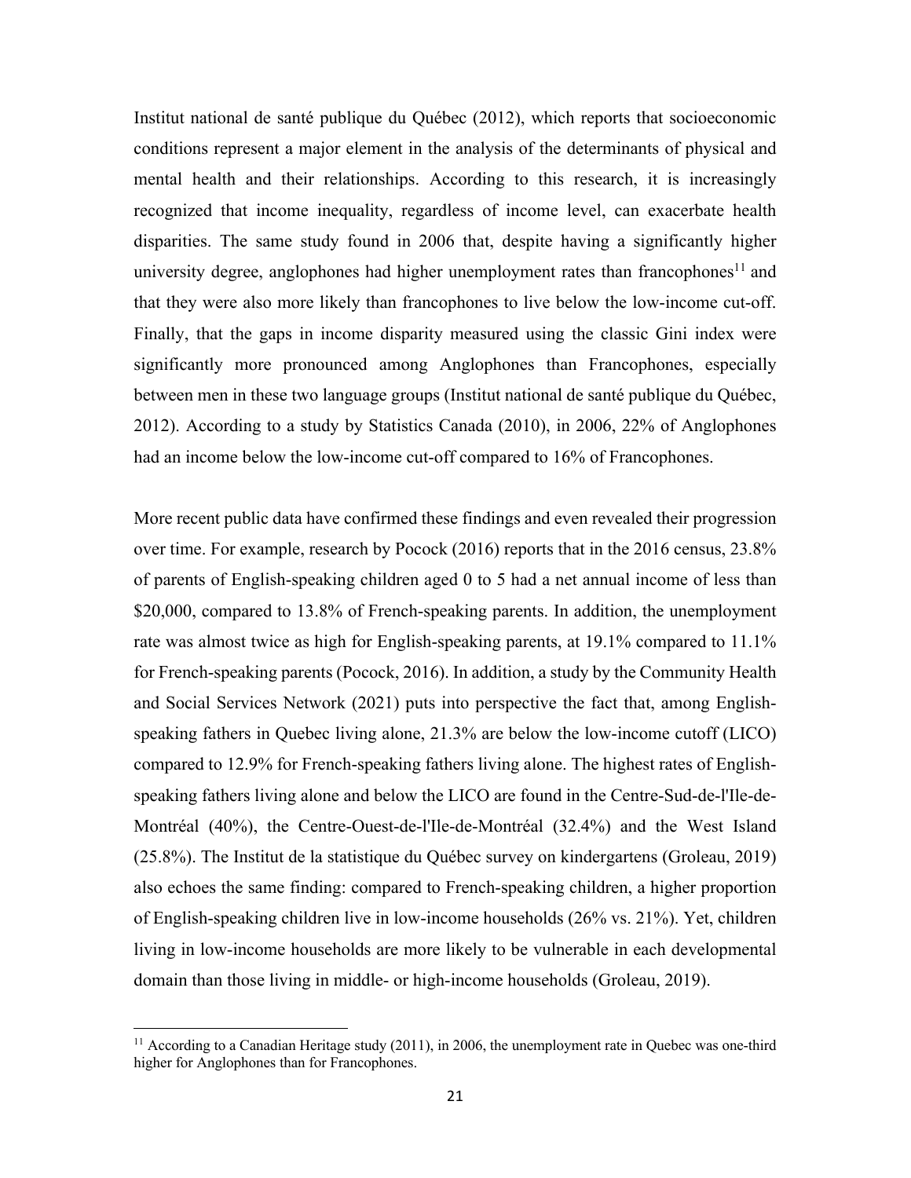Institut national de santé publique du Québec (2012), which reports that socioeconomic conditions represent a major element in the analysis of the determinants of physical and mental health and their relationships. According to this research, it is increasingly recognized that income inequality, regardless of income level, can exacerbate health disparities. The same study found in 2006 that, despite having a significantly higher university degree, anglophones had higher unemployment rates than francophones[11] and that they were also more likely than francophones to live below the low-income cut-off. Finally, that the gaps in income disparity measured using the classic Gini index were significantly more pronounced among Anglophones than Francophones, especially between men in these two language groups (Institut national de santé publique du Québec, 2012). According to a study by Statistics Canada (2010), in 2006, 22% of Anglophones had an income below the low-income cut-off compared to 16% of Francophones.

More recent public data have confirmed these findings and even revealed their progression over time. For example, research by Pocock (2016) reports that in the 2016 census, 23.8% of parents of English-speaking children aged 0 to 5 had a net annual income of less than \$20,000, compared to 13.8% of French-speaking parents. In addition, the unemployment rate was almost twice as high for English-speaking parents, at 19.1% compared to 11.1% for French-speaking parents (Pocock, 2016). In addition, a study by the Community Health and Social Services Network (2021) puts into perspective the fact that, among English-speaking fathers in Quebec living alone, 21.3% are below the low-income cutoff (LICO) compared to 12.9% for French-speaking fathers living alone. The highest rates of English-speaking fathers living alone and below the LICO are found in the Centre-Sud-de-l'Ile-de-Montréal (40%), the Centre-Ouest-de-l'Ile-de-Montréal (32.4%) and the West Island (25.8%). The Institut de la statistique du Québec survey on kindergartens (Groleau, 2019) also echoes the same finding: compared to French-speaking children, a higher proportion of English-speaking children live in low-income households (26% vs. 21%). Yet, children living in low-income households are more likely to be vulnerable in each developmental domain than those living in middle- or high-income households (Groleau, 2019).

[11] According to a Canadian Heritage study (2011), in 2006, the unemployment rate in Quebec was one-third higher for Anglophones than for Francophones.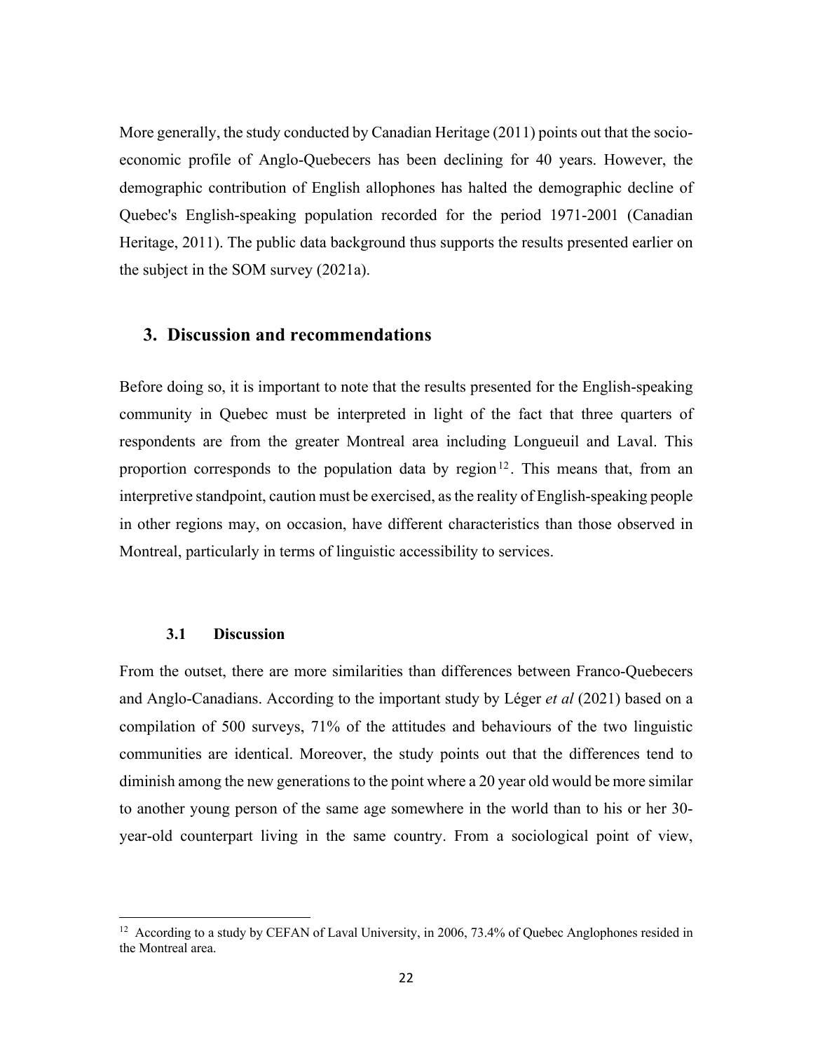More generally, the study conducted by Canadian Heritage (2011) points out that the socio-economic profile of Anglo-Quebecers has been declining for 40 years. However, the demographic contribution of English allophones has halted the demographic decline of Quebec's English-speaking population recorded for the period 1971-2001 (Canadian Heritage, 2011). The public data background thus supports the results presented earlier on the subject in the SOM survey (2021a).

## 3. Discussion and recommendations

Before doing so, it is important to note that the results presented for the English-speaking community in Quebec must be interpreted in light of the fact that three quarters of respondents are from the greater Montreal area including Longueuil and Laval. This proportion corresponds to the population data by region[12]. This means that, from an interpretive standpoint, caution must be exercised, as the reality of English-speaking people in other regions may, on occasion, have different characteristics than those observed in Montreal, particularly in terms of linguistic accessibility to services.

### 3.1 Discussion

From the outset, there are more similarities than differences between Franco-Quebecers and Anglo-Canadians. According to the important study by Léger *et al* (2021) based on a compilation of 500 surveys, 71% of the attitudes and behaviours of the two linguistic communities are identical. Moreover, the study points out that the differences tend to diminish among the new generations to the point where a 20 year old would be more similar to another young person of the same age somewhere in the world than to his or her 30-year-old counterpart living in the same country. From a sociological point of view,

---

[12] According to a study by CEFAN of Laval University, in 2006, 73.4% of Quebec Anglophones resided in the Montreal area.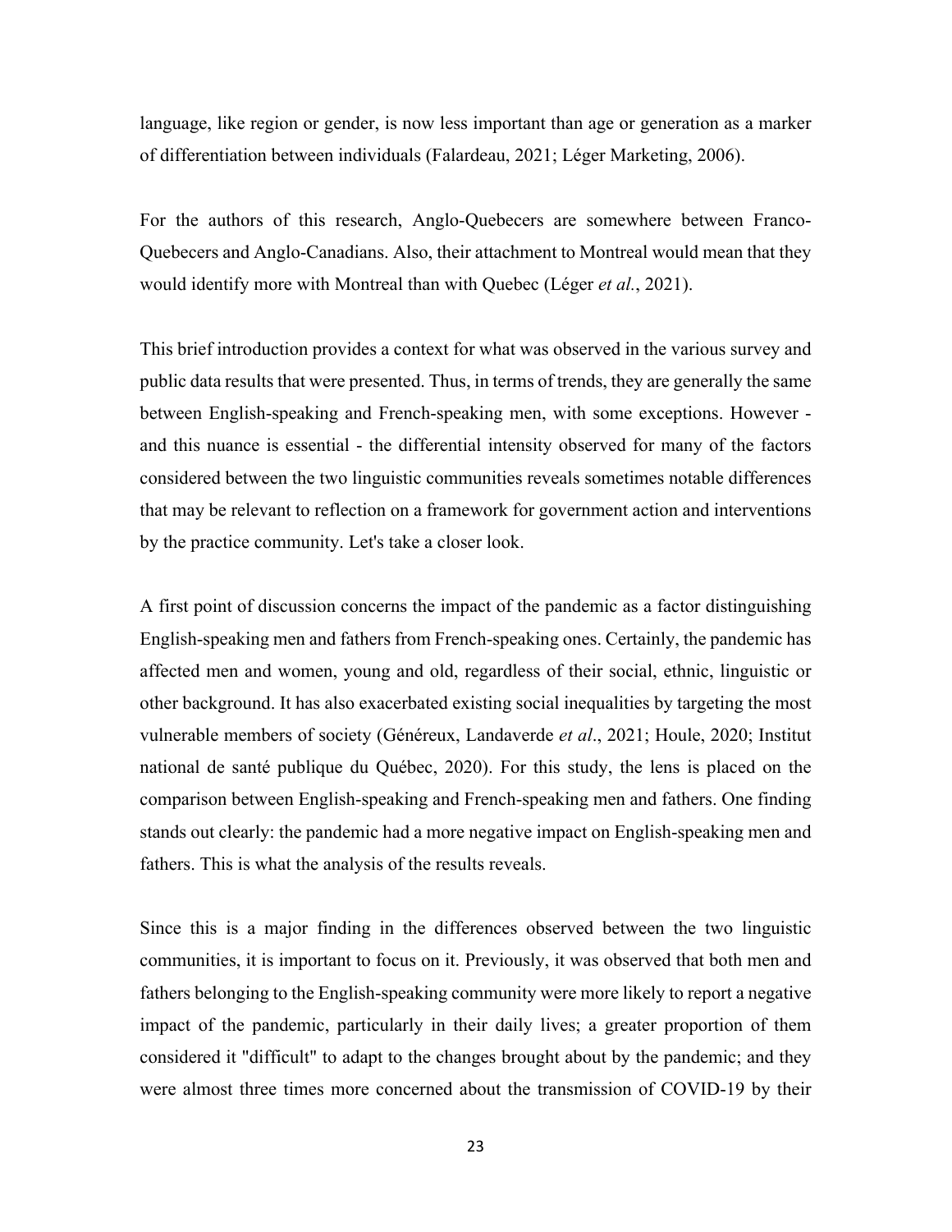language, like region or gender, is now less important than age or generation as a marker of differentiation between individuals (Falardeau, 2021; Léger Marketing, 2006).

For the authors of this research, Anglo-Quebecers are somewhere between Franco-Quebecers and Anglo-Canadians. Also, their attachment to Montreal would mean that they would identify more with Montreal than with Quebec (Léger *et al.*, 2021).

This brief introduction provides a context for what was observed in the various survey and public data results that were presented. Thus, in terms of trends, they are generally the same between English-speaking and French-speaking men, with some exceptions. However - and this nuance is essential - the differential intensity observed for many of the factors considered between the two linguistic communities reveals sometimes notable differences that may be relevant to reflection on a framework for government action and interventions by the practice community. Let's take a closer look.

A first point of discussion concerns the impact of the pandemic as a factor distinguishing English-speaking men and fathers from French-speaking ones. Certainly, the pandemic has affected men and women, young and old, regardless of their social, ethnic, linguistic or other background. It has also exacerbated existing social inequalities by targeting the most vulnerable members of society (Généreux, Landaverde *et al*., 2021; Houle, 2020; Institut national de santé publique du Québec, 2020). For this study, the lens is placed on the comparison between English-speaking and French-speaking men and fathers. One finding stands out clearly: the pandemic had a more negative impact on English-speaking men and fathers. This is what the analysis of the results reveals.

Since this is a major finding in the differences observed between the two linguistic communities, it is important to focus on it. Previously, it was observed that both men and fathers belonging to the English-speaking community were more likely to report a negative impact of the pandemic, particularly in their daily lives; a greater proportion of them considered it "difficult" to adapt to the changes brought about by the pandemic; and they were almost three times more concerned about the transmission of COVID-19 by their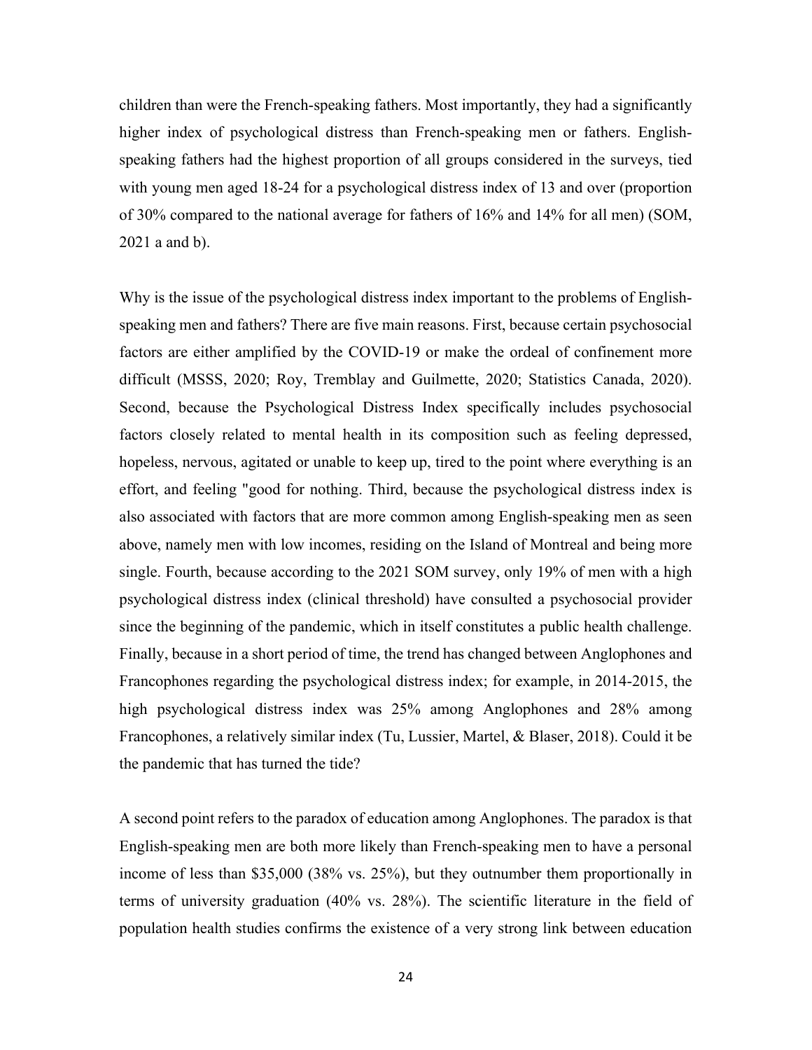children than were the French-speaking fathers. Most importantly, they had a significantly higher index of psychological distress than French-speaking men or fathers. English-speaking fathers had the highest proportion of all groups considered in the surveys, tied with young men aged 18-24 for a psychological distress index of 13 and over (proportion of 30% compared to the national average for fathers of 16% and 14% for all men) (SOM, 2021 a and b).

Why is the issue of the psychological distress index important to the problems of English-speaking men and fathers? There are five main reasons. First, because certain psychosocial factors are either amplified by the COVID-19 or make the ordeal of confinement more difficult (MSSS, 2020; Roy, Tremblay and Guilmette, 2020; Statistics Canada, 2020). Second, because the Psychological Distress Index specifically includes psychosocial factors closely related to mental health in its composition such as feeling depressed, hopeless, nervous, agitated or unable to keep up, tired to the point where everything is an effort, and feeling "good for nothing. Third, because the psychological distress index is also associated with factors that are more common among English-speaking men as seen above, namely men with low incomes, residing on the Island of Montreal and being more single. Fourth, because according to the 2021 SOM survey, only 19% of men with a high psychological distress index (clinical threshold) have consulted a psychosocial provider since the beginning of the pandemic, which in itself constitutes a public health challenge. Finally, because in a short period of time, the trend has changed between Anglophones and Francophones regarding the psychological distress index; for example, in 2014-2015, the high psychological distress index was 25% among Anglophones and 28% among Francophones, a relatively similar index (Tu, Lussier, Martel, & Blaser, 2018). Could it be the pandemic that has turned the tide?

A second point refers to the paradox of education among Anglophones. The paradox is that English-speaking men are both more likely than French-speaking men to have a personal income of less than $35,000 (38% vs. 25%), but they outnumber them proportionally in terms of university graduation (40% vs. 28%). The scientific literature in the field of population health studies confirms the existence of a very strong link between education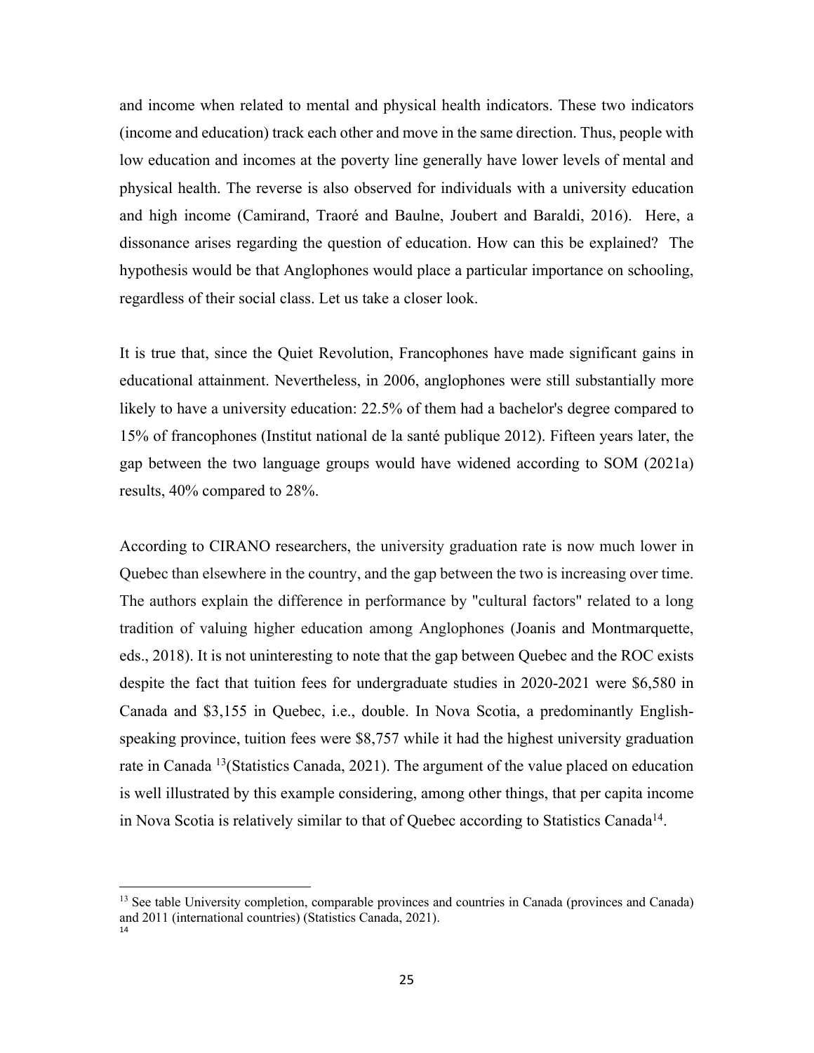and income when related to mental and physical health indicators. These two indicators (income and education) track each other and move in the same direction. Thus, people with low education and incomes at the poverty line generally have lower levels of mental and physical health. The reverse is also observed for individuals with a university education and high income (Camirand, Traoré and Baulne, Joubert and Baraldi, 2016). Here, a dissonance arises regarding the question of education. How can this be explained? The hypothesis would be that Anglophones would place a particular importance on schooling, regardless of their social class. Let us take a closer look.

It is true that, since the Quiet Revolution, Francophones have made significant gains in educational attainment. Nevertheless, in 2006, anglophones were still substantially more likely to have a university education: 22.5% of them had a bachelor's degree compared to 15% of francophones (Institut national de la santé publique 2012). Fifteen years later, the gap between the two language groups would have widened according to SOM (2021a) results, 40% compared to 28%.

According to CIRANO researchers, the university graduation rate is now much lower in Quebec than elsewhere in the country, and the gap between the two is increasing over time. The authors explain the difference in performance by "cultural factors" related to a long tradition of valuing higher education among Anglophones (Joanis and Montmarquette, eds., 2018). It is not uninteresting to note that the gap between Quebec and the ROC exists despite the fact that tuition fees for undergraduate studies in 2020-2021 were $6,580 in Canada and $3,155 in Quebec, i.e., double. In Nova Scotia, a predominantly English-speaking province, tuition fees were $8,757 while it had the highest university graduation rate in Canada [13](Statistics Canada, 2021). The argument of the value placed on education is well illustrated by this example considering, among other things, that per capita income in Nova Scotia is relatively similar to that of Quebec according to Statistics Canada[14].

---

[13] See table University completion, comparable provinces and countries in Canada (provinces and Canada) and 2011 (international countries) (Statistics Canada, 2021).

[14]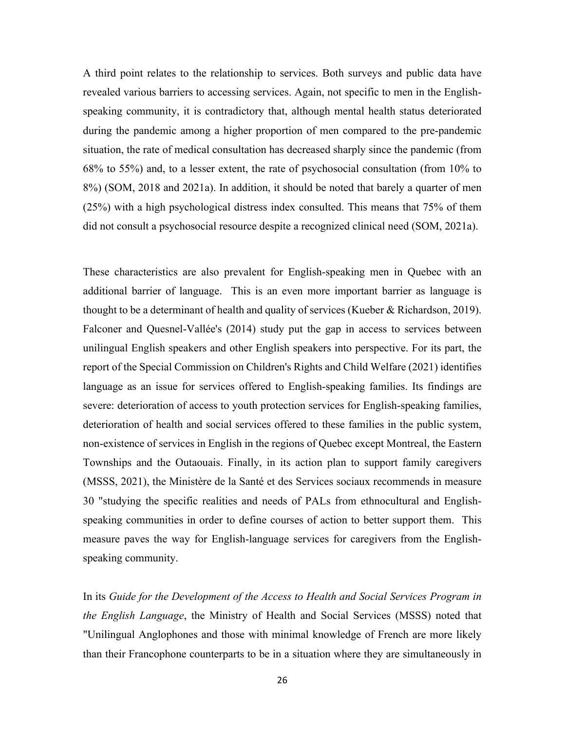A third point relates to the relationship to services. Both surveys and public data have revealed various barriers to accessing services. Again, not specific to men in the English-speaking community, it is contradictory that, although mental health status deteriorated during the pandemic among a higher proportion of men compared to the pre-pandemic situation, the rate of medical consultation has decreased sharply since the pandemic (from 68% to 55%) and, to a lesser extent, the rate of psychosocial consultation (from 10% to 8%) (SOM, 2018 and 2021a). In addition, it should be noted that barely a quarter of men (25%) with a high psychological distress index consulted. This means that 75% of them did not consult a psychosocial resource despite a recognized clinical need (SOM, 2021a).

These characteristics are also prevalent for English-speaking men in Quebec with an additional barrier of language. This is an even more important barrier as language is thought to be a determinant of health and quality of services (Kueber & Richardson, 2019). Falconer and Quesnel-Vallée's (2014) study put the gap in access to services between unilingual English speakers and other English speakers into perspective. For its part, the report of the Special Commission on Children's Rights and Child Welfare (2021) identifies language as an issue for services offered to English-speaking families. Its findings are severe: deterioration of access to youth protection services for English-speaking families, deterioration of health and social services offered to these families in the public system, non-existence of services in English in the regions of Quebec except Montreal, the Eastern Townships and the Outaouais. Finally, in its action plan to support family caregivers (MSSS, 2021), the Ministère de la Santé et des Services sociaux recommends in measure 30 "studying the specific realities and needs of PALs from ethnocultural and English-speaking communities in order to define courses of action to better support them. This measure paves the way for English-language services for caregivers from the English-speaking community.

In its *Guide for the Development of the Access to Health and Social Services Program in the English Language*, the Ministry of Health and Social Services (MSSS) noted that "Unilingual Anglophones and those with minimal knowledge of French are more likely than their Francophone counterparts to be in a situation where they are simultaneously in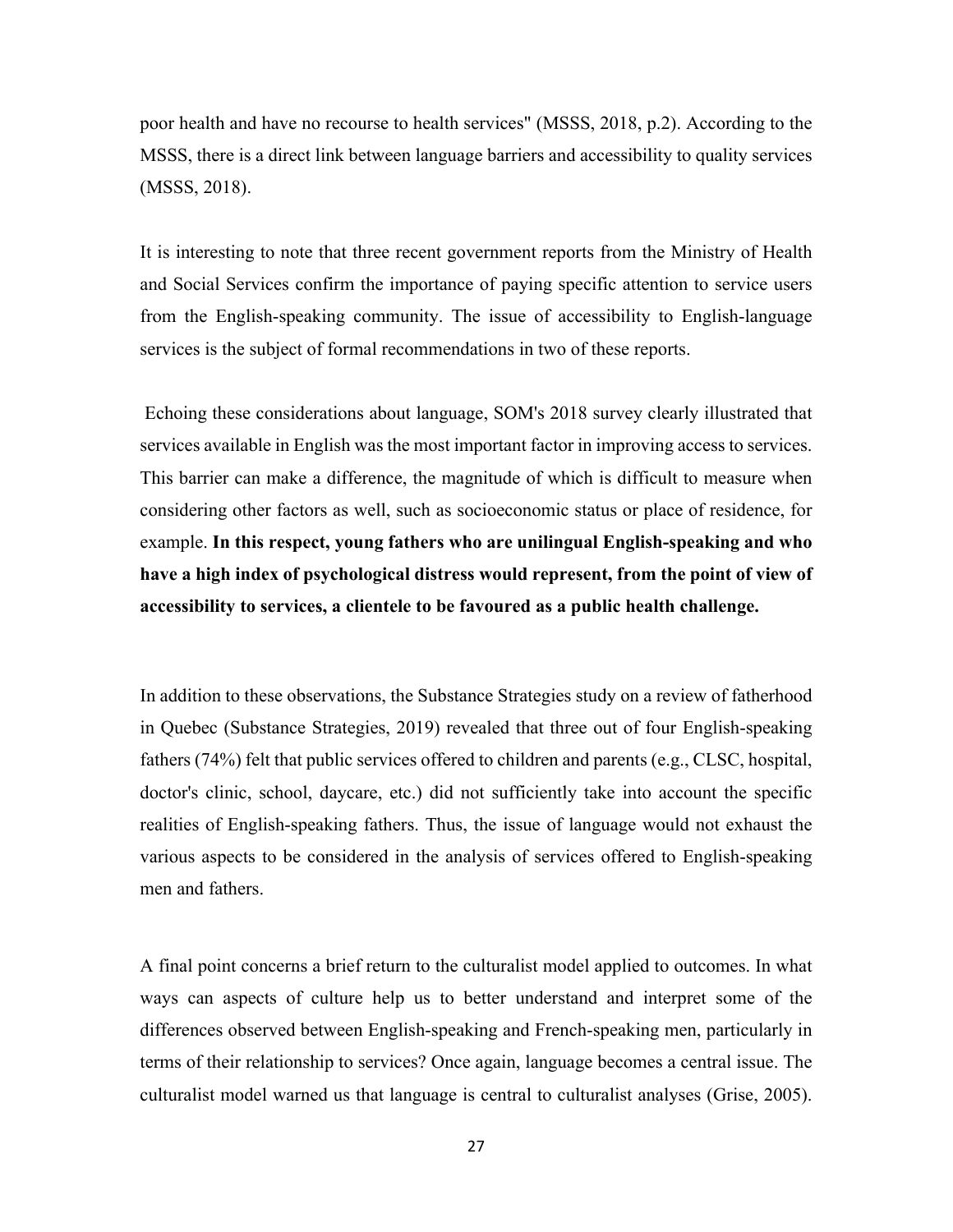poor health and have no recourse to health services" (MSSS, 2018, p.2). According to the MSSS, there is a direct link between language barriers and accessibility to quality services (MSSS, 2018).

It is interesting to note that three recent government reports from the Ministry of Health and Social Services confirm the importance of paying specific attention to service users from the English-speaking community. The issue of accessibility to English-language services is the subject of formal recommendations in two of these reports.

Echoing these considerations about language, SOM's 2018 survey clearly illustrated that services available in English was the most important factor in improving access to services. This barrier can make a difference, the magnitude of which is difficult to measure when considering other factors as well, such as socioeconomic status or place of residence, for example. **In this respect, young fathers who are unilingual English-speaking and who have a high index of psychological distress would represent, from the point of view of accessibility to services, a clientele to be favoured as a public health challenge.**

In addition to these observations, the Substance Strategies study on a review of fatherhood in Quebec (Substance Strategies, 2019) revealed that three out of four English-speaking fathers (74%) felt that public services offered to children and parents (e.g., CLSC, hospital, doctor's clinic, school, daycare, etc.) did not sufficiently take into account the specific realities of English-speaking fathers. Thus, the issue of language would not exhaust the various aspects to be considered in the analysis of services offered to English-speaking men and fathers.

A final point concerns a brief return to the culturalist model applied to outcomes. In what ways can aspects of culture help us to better understand and interpret some of the differences observed between English-speaking and French-speaking men, particularly in terms of their relationship to services? Once again, language becomes a central issue. The culturalist model warned us that language is central to culturalist analyses (Grise, 2005).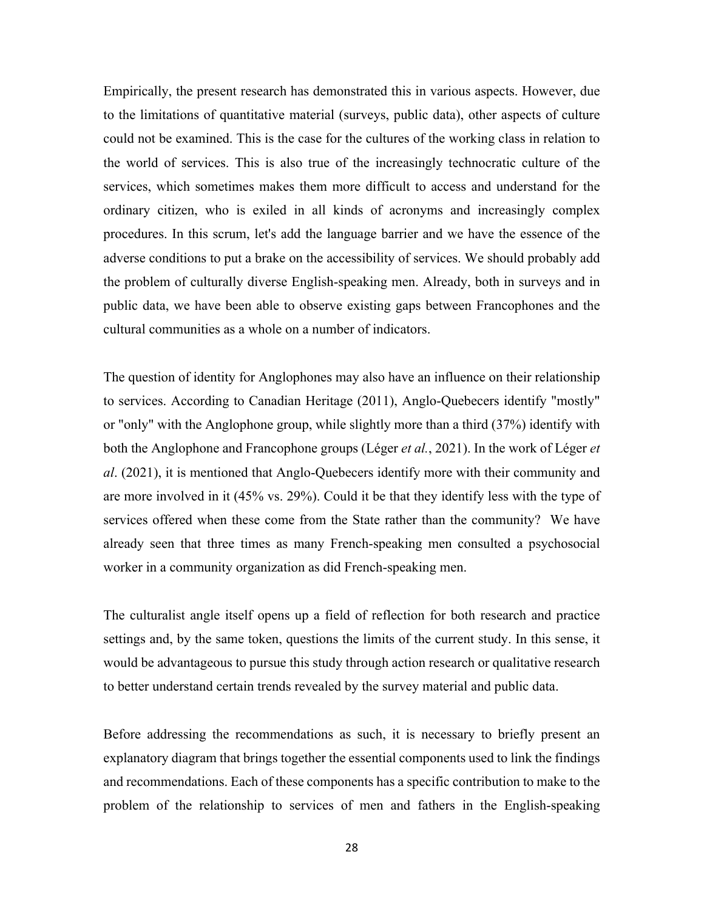Empirically, the present research has demonstrated this in various aspects. However, due to the limitations of quantitative material (surveys, public data), other aspects of culture could not be examined. This is the case for the cultures of the working class in relation to the world of services. This is also true of the increasingly technocratic culture of the services, which sometimes makes them more difficult to access and understand for the ordinary citizen, who is exiled in all kinds of acronyms and increasingly complex procedures. In this scrum, let's add the language barrier and we have the essence of the adverse conditions to put a brake on the accessibility of services. We should probably add the problem of culturally diverse English-speaking men. Already, both in surveys and in public data, we have been able to observe existing gaps between Francophones and the cultural communities as a whole on a number of indicators.

The question of identity for Anglophones may also have an influence on their relationship to services. According to Canadian Heritage (2011), Anglo-Quebecers identify "mostly" or "only" with the Anglophone group, while slightly more than a third (37%) identify with both the Anglophone and Francophone groups (Léger *et al.*, 2021). In the work of Léger *et al*. (2021), it is mentioned that Anglo-Quebecers identify more with their community and are more involved in it (45% vs. 29%). Could it be that they identify less with the type of services offered when these come from the State rather than the community? We have already seen that three times as many French-speaking men consulted a psychosocial worker in a community organization as did French-speaking men.

The culturalist angle itself opens up a field of reflection for both research and practice settings and, by the same token, questions the limits of the current study. In this sense, it would be advantageous to pursue this study through action research or qualitative research to better understand certain trends revealed by the survey material and public data.

Before addressing the recommendations as such, it is necessary to briefly present an explanatory diagram that brings together the essential components used to link the findings and recommendations. Each of these components has a specific contribution to make to the problem of the relationship to services of men and fathers in the English-speaking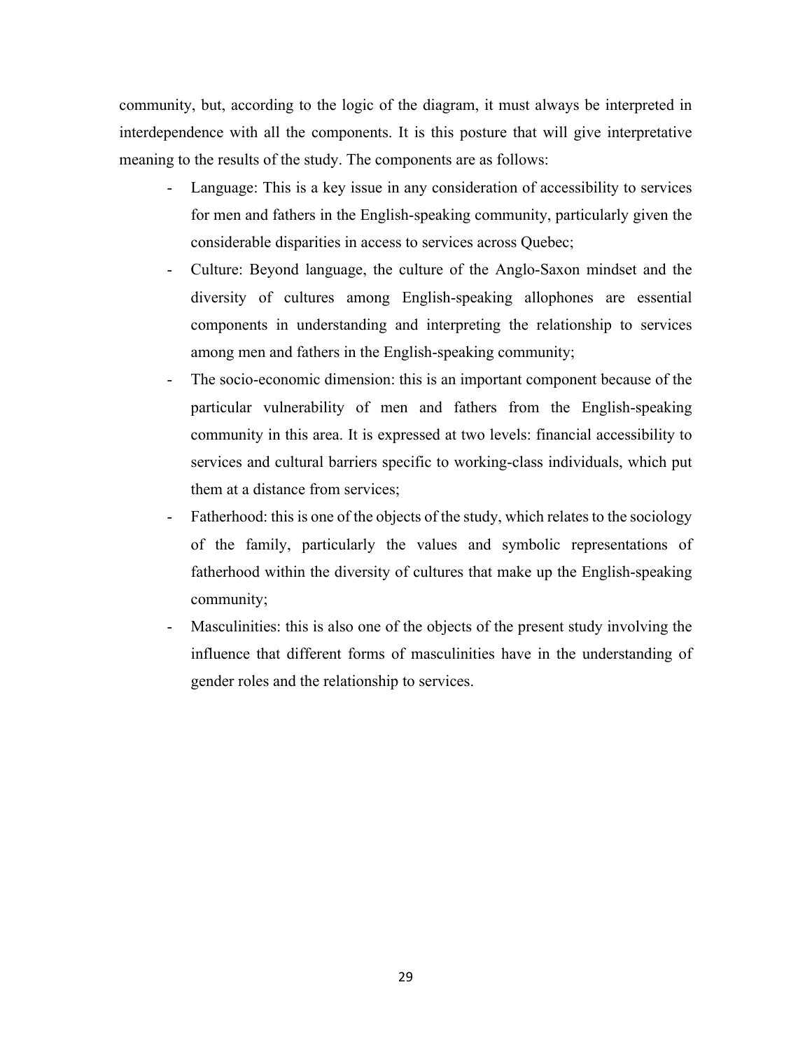community, but, according to the logic of the diagram, it must always be interpreted in interdependence with all the components. It is this posture that will give interpretative meaning to the results of the study. The components are as follows:

- Language: This is a key issue in any consideration of accessibility to services for men and fathers in the English-speaking community, particularly given the considerable disparities in access to services across Quebec;
- Culture: Beyond language, the culture of the Anglo-Saxon mindset and the diversity of cultures among English-speaking allophones are essential components in understanding and interpreting the relationship to services among men and fathers in the English-speaking community;
- The socio-economic dimension: this is an important component because of the particular vulnerability of men and fathers from the English-speaking community in this area. It is expressed at two levels: financial accessibility to services and cultural barriers specific to working-class individuals, which put them at a distance from services;
- Fatherhood: this is one of the objects of the study, which relates to the sociology of the family, particularly the values and symbolic representations of fatherhood within the diversity of cultures that make up the English-speaking community;
- Masculinities: this is also one of the objects of the present study involving the influence that different forms of masculinities have in the understanding of gender roles and the relationship to services.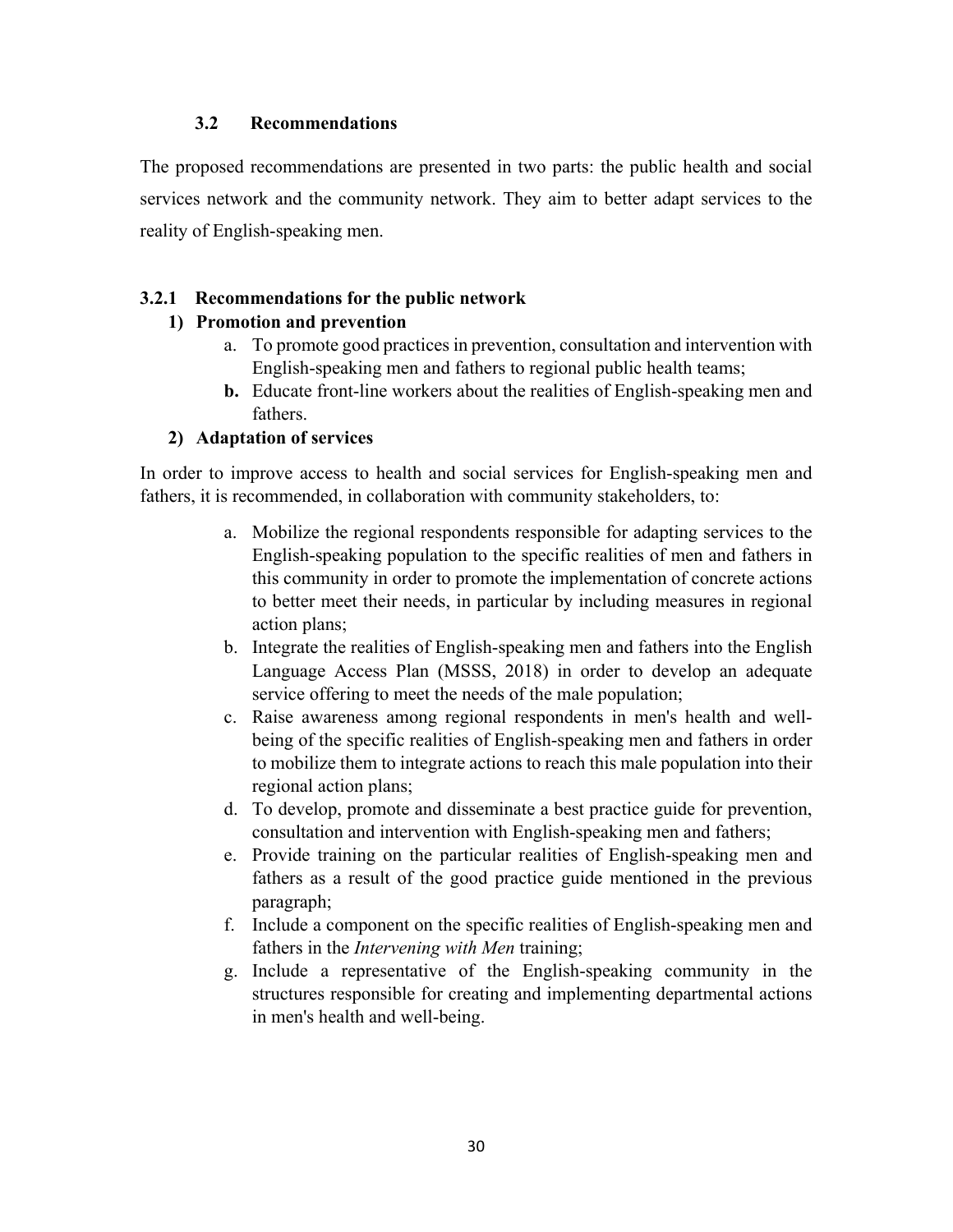### 3.2 Recommendations

The proposed recommendations are presented in two parts: the public health and social services network and the community network. They aim to better adapt services to the reality of English-speaking men.

#### 3.2.1 Recommendations for the public network

**1) Promotion and prevention**

a. To promote good practices in prevention, consultation and intervention with English-speaking men and fathers to regional public health teams;

**b.** Educate front-line workers about the realities of English-speaking men and fathers.

**2) Adaptation of services**

In order to improve access to health and social services for English-speaking men and fathers, it is recommended, in collaboration with community stakeholders, to:

a. Mobilize the regional respondents responsible for adapting services to the English-speaking population to the specific realities of men and fathers in this community in order to promote the implementation of concrete actions to better meet their needs, in particular by including measures in regional action plans;

b. Integrate the realities of English-speaking men and fathers into the English Language Access Plan (MSSS, 2018) in order to develop an adequate service offering to meet the needs of the male population;

c. Raise awareness among regional respondents in men's health and well-being of the specific realities of English-speaking men and fathers in order to mobilize them to integrate actions to reach this male population into their regional action plans;

d. To develop, promote and disseminate a best practice guide for prevention, consultation and intervention with English-speaking men and fathers;

e. Provide training on the particular realities of English-speaking men and fathers as a result of the good practice guide mentioned in the previous paragraph;

f. Include a component on the specific realities of English-speaking men and fathers in the *Intervening with Men* training;

g. Include a representative of the English-speaking community in the structures responsible for creating and implementing departmental actions in men's health and well-being.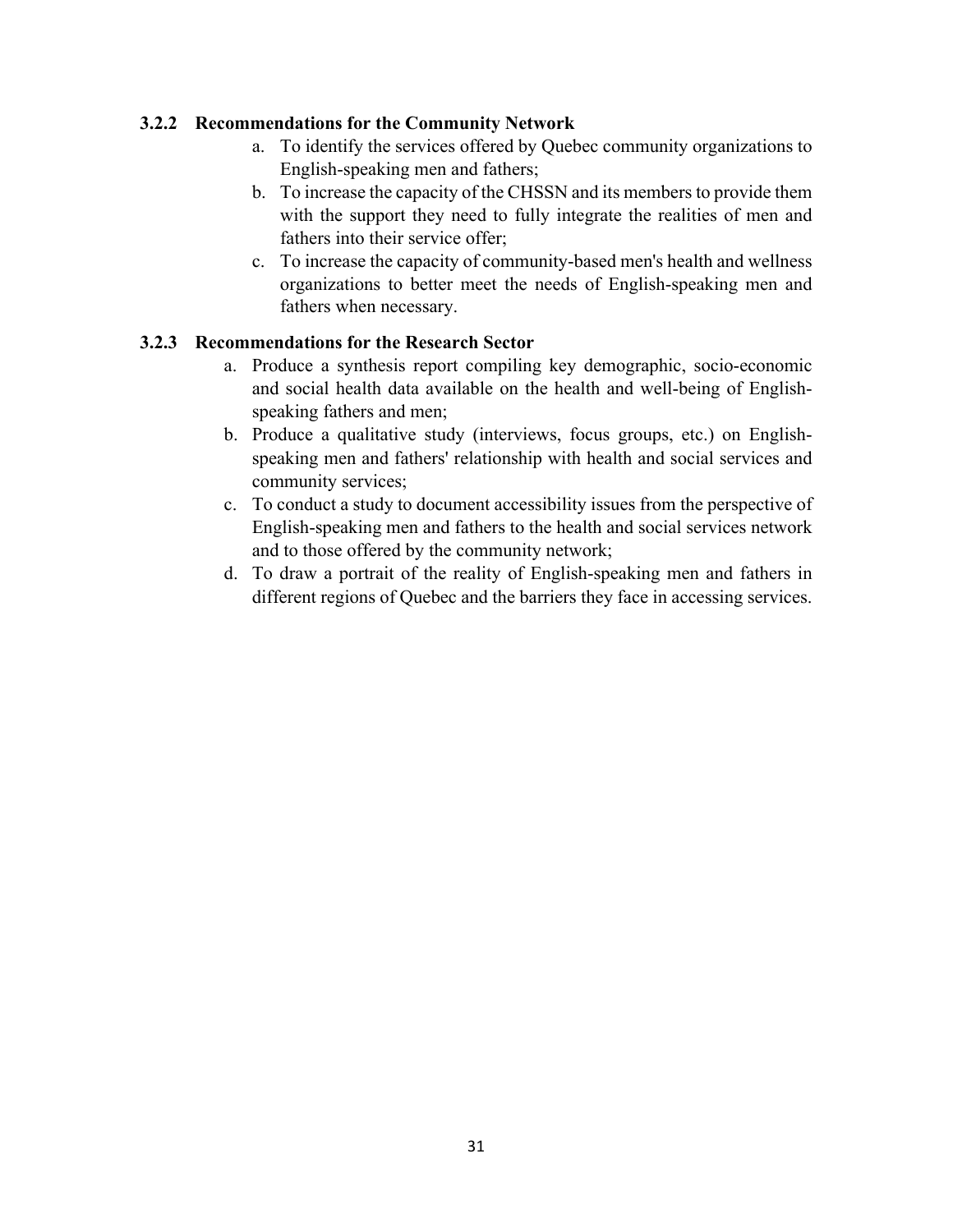### 3.2.2 Recommendations for the Community Network

a. To identify the services offered by Quebec community organizations to English-speaking men and fathers;
b. To increase the capacity of the CHSSN and its members to provide them with the support they need to fully integrate the realities of men and fathers into their service offer;
c. To increase the capacity of community-based men's health and wellness organizations to better meet the needs of English-speaking men and fathers when necessary.

### 3.2.3 Recommendations for the Research Sector

a. Produce a synthesis report compiling key demographic, socio-economic and social health data available on the health and well-being of English-speaking fathers and men;
b. Produce a qualitative study (interviews, focus groups, etc.) on English-speaking men and fathers' relationship with health and social services and community services;
c. To conduct a study to document accessibility issues from the perspective of English-speaking men and fathers to the health and social services network and to those offered by the community network;
d. To draw a portrait of the reality of English-speaking men and fathers in different regions of Quebec and the barriers they face in accessing services.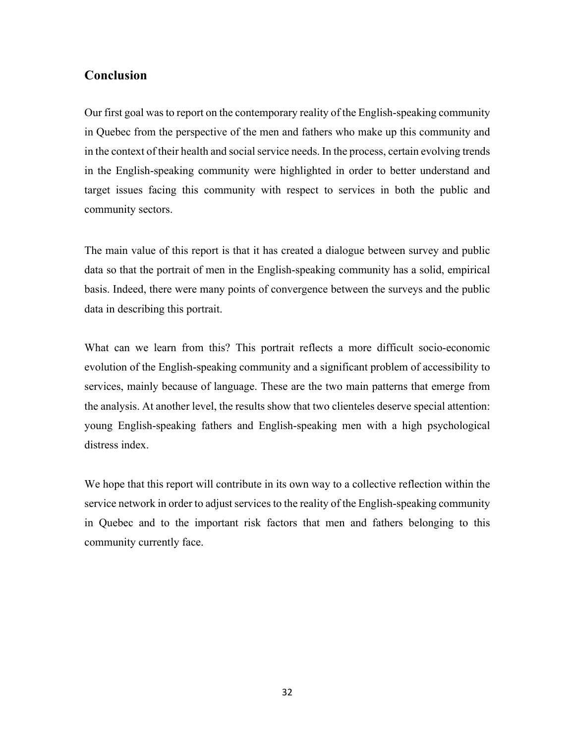## Conclusion

Our first goal was to report on the contemporary reality of the English-speaking community in Quebec from the perspective of the men and fathers who make up this community and in the context of their health and social service needs. In the process, certain evolving trends in the English-speaking community were highlighted in order to better understand and target issues facing this community with respect to services in both the public and community sectors.

The main value of this report is that it has created a dialogue between survey and public data so that the portrait of men in the English-speaking community has a solid, empirical basis. Indeed, there were many points of convergence between the surveys and the public data in describing this portrait.

What can we learn from this? This portrait reflects a more difficult socio-economic evolution of the English-speaking community and a significant problem of accessibility to services, mainly because of language. These are the two main patterns that emerge from the analysis. At another level, the results show that two clienteles deserve special attention: young English-speaking fathers and English-speaking men with a high psychological distress index.

We hope that this report will contribute in its own way to a collective reflection within the service network in order to adjust services to the reality of the English-speaking community in Quebec and to the important risk factors that men and fathers belonging to this community currently face.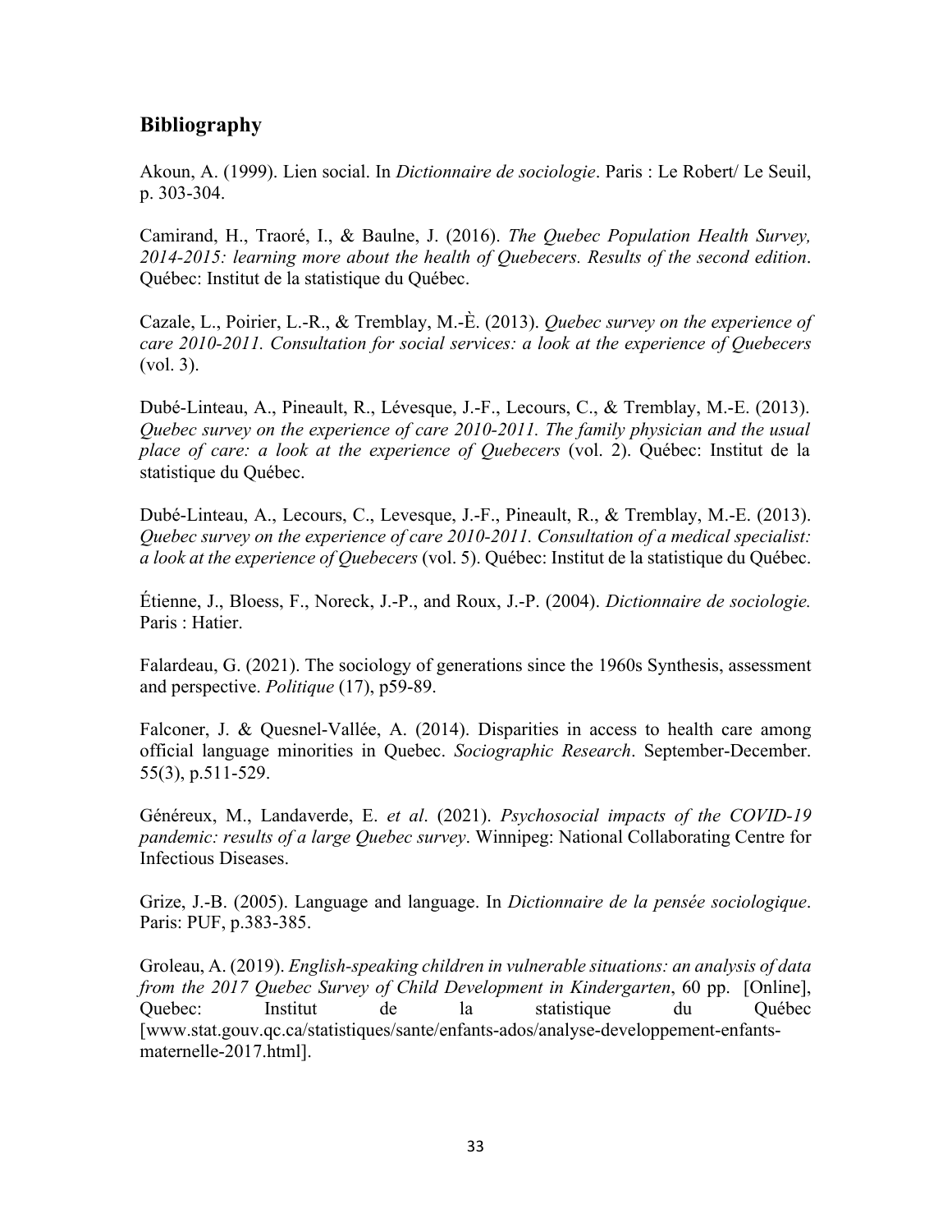## Bibliography

Akoun, A. (1999). Lien social. In *Dictionnaire de sociologie*. Paris : Le Robert/ Le Seuil, p. 303-304.

Camirand, H., Traoré, I., & Baulne, J. (2016). *The Quebec Population Health Survey, 2014-2015: learning more about the health of Quebecers. Results of the second edition*. Québec: Institut de la statistique du Québec.

Cazale, L., Poirier, L.-R., & Tremblay, M.-È. (2013). *Quebec survey on the experience of care 2010-2011. Consultation for social services: a look at the experience of Quebecers* (vol. 3).

Dubé-Linteau, A., Pineault, R., Lévesque, J.-F., Lecours, C., & Tremblay, M.-E. (2013). *Quebec survey on the experience of care 2010-2011. The family physician and the usual place of care: a look at the experience of Quebecers* (vol. 2). Québec: Institut de la statistique du Québec.

Dubé-Linteau, A., Lecours, C., Levesque, J.-F., Pineault, R., & Tremblay, M.-E. (2013). *Quebec survey on the experience of care 2010-2011. Consultation of a medical specialist: a look at the experience of Quebecers* (vol. 5). Québec: Institut de la statistique du Québec.

Étienne, J., Bloess, F., Noreck, J.-P., and Roux, J.-P. (2004). *Dictionnaire de sociologie.* Paris : Hatier.

Falardeau, G. (2021). The sociology of generations since the 1960s Synthesis, assessment and perspective. *Politique* (17), p59-89.

Falconer, J. & Quesnel-Vallée, A. (2014). Disparities in access to health care among official language minorities in Quebec. *Sociographic Research*. September-December. 55(3), p.511-529.

Généreux, M., Landaverde, E. *et al*. (2021). *Psychosocial impacts of the COVID-19 pandemic: results of a large Quebec survey*. Winnipeg: National Collaborating Centre for Infectious Diseases.

Grize, J.-B. (2005). Language and language. In *Dictionnaire de la pensée sociologique*. Paris: PUF, p.383-385.

Groleau, A. (2019). *English-speaking children in vulnerable situations: an analysis of data from the 2017 Quebec Survey of Child Development in Kindergarten*, 60 pp. [Online], Quebec: Institut de la statistique du Québec [www.stat.gouv.qc.ca/statistiques/sante/enfants-ados/analyse-developpement-enfants-maternelle-2017.html].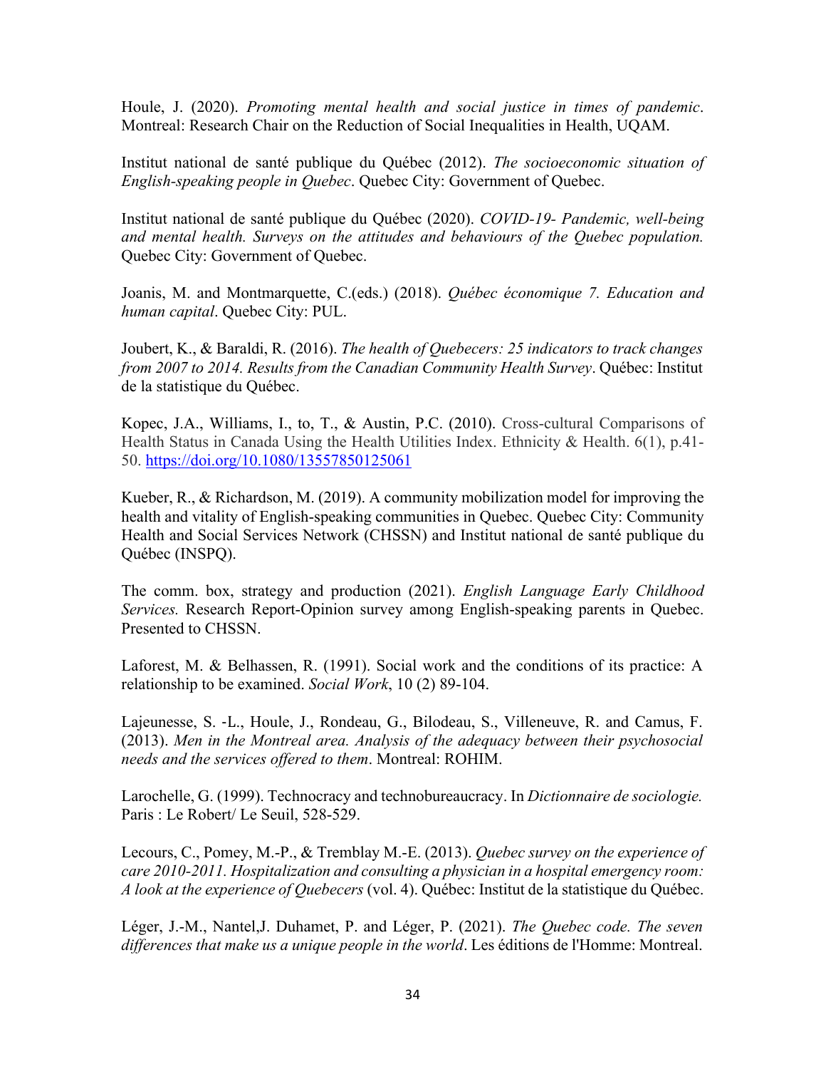Houle, J. (2020). *Promoting mental health and social justice in times of pandemic*. Montreal: Research Chair on the Reduction of Social Inequalities in Health, UQAM.

Institut national de santé publique du Québec (2012). *The socioeconomic situation of English-speaking people in Quebec*. Quebec City: Government of Quebec.

Institut national de santé publique du Québec (2020). *COVID-19- Pandemic, well-being and mental health. Surveys on the attitudes and behaviours of the Quebec population.* Quebec City: Government of Quebec.

Joanis, M. and Montmarquette, C.(eds.) (2018). *Québec économique 7. Education and human capital*. Quebec City: PUL.

Joubert, K., & Baraldi, R. (2016). *The health of Quebecers: 25 indicators to track changes from 2007 to 2014. Results from the Canadian Community Health Survey*. Québec: Institut de la statistique du Québec.

Kopec, J.A., Williams, I., to, T., & Austin, P.C. (2010). Cross-cultural Comparisons of Health Status in Canada Using the Health Utilities Index. Ethnicity & Health. 6(1), p.41-50. https://doi.org/10.1080/13557850125061

Kueber, R., & Richardson, M. (2019). A community mobilization model for improving the health and vitality of English-speaking communities in Quebec. Quebec City: Community Health and Social Services Network (CHSSN) and Institut national de santé publique du Québec (INSPQ).

The comm. box, strategy and production (2021). *English Language Early Childhood Services.* Research Report-Opinion survey among English-speaking parents in Quebec. Presented to CHSSN.

Laforest, M. & Belhassen, R. (1991). Social work and the conditions of its practice: A relationship to be examined. *Social Work*, 10 (2) 89-104.

Lajeunesse, S. -L., Houle, J., Rondeau, G., Bilodeau, S., Villeneuve, R. and Camus, F. (2013). *Men in the Montreal area. Analysis of the adequacy between their psychosocial needs and the services offered to them*. Montreal: ROHIM.

Larochelle, G. (1999). Technocracy and technobureaucracy. In *Dictionnaire de sociologie.* Paris : Le Robert/ Le Seuil, 528-529.

Lecours, C., Pomey, M.-P., & Tremblay M.-E. (2013). *Quebec survey on the experience of care 2010-2011. Hospitalization and consulting a physician in a hospital emergency room: A look at the experience of Quebecers* (vol. 4). Québec: Institut de la statistique du Québec.

Léger, J.-M., Nantel,J. Duhamet, P. and Léger, P. (2021). *The Quebec code. The seven differences that make us a unique people in the world*. Les éditions de l'Homme: Montreal.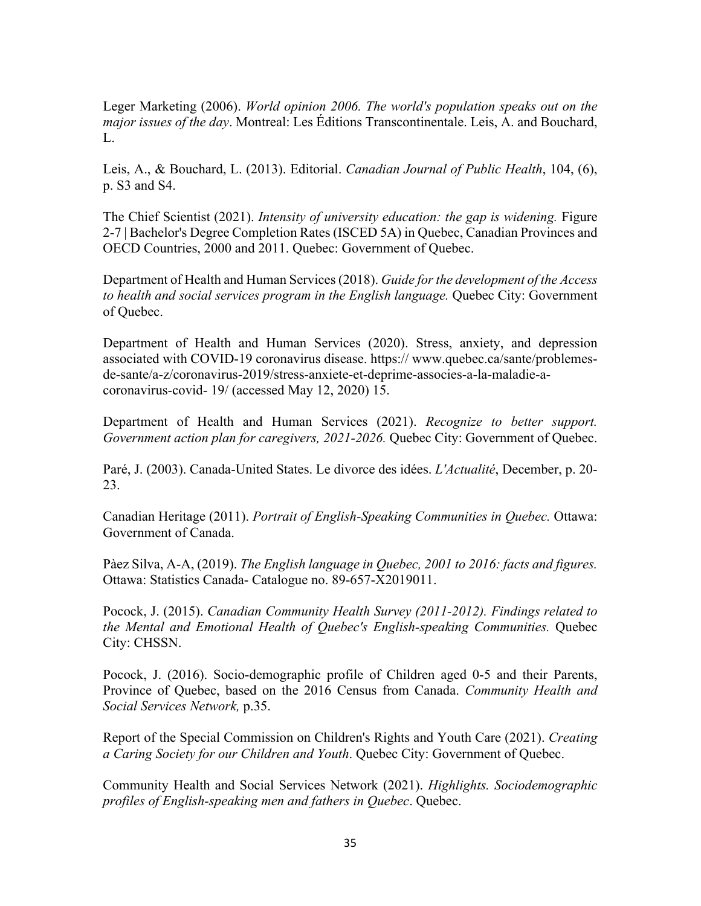Leger Marketing (2006). *World opinion 2006. The world's population speaks out on the major issues of the day*. Montreal: Les Éditions Transcontinentale. Leis, A. and Bouchard, L.

Leis, A., & Bouchard, L. (2013). Editorial. *Canadian Journal of Public Health*, 104, (6), p. S3 and S4.

The Chief Scientist (2021). *Intensity of university education: the gap is widening.* Figure 2-7 | Bachelor's Degree Completion Rates (ISCED 5A) in Quebec, Canadian Provinces and OECD Countries, 2000 and 2011. Quebec: Government of Quebec.

Department of Health and Human Services (2018). *Guide for the development of the Access to health and social services program in the English language.* Quebec City: Government of Quebec.

Department of Health and Human Services (2020). Stress, anxiety, and depression associated with COVID-19 coronavirus disease. https:// www.quebec.ca/sante/problemes-de-sante/a-z/coronavirus-2019/stress-anxiete-et-deprime-associes-a-la-maladie-a-coronavirus-covid- 19/ (accessed May 12, 2020) 15.

Department of Health and Human Services (2021). *Recognize to better support. Government action plan for caregivers, 2021-2026.* Quebec City: Government of Quebec.

Paré, J. (2003). Canada-United States. Le divorce des idées. *L'Actualité*, December, p. 20-23.

Canadian Heritage (2011). *Portrait of English-Speaking Communities in Quebec.* Ottawa: Government of Canada.

Pàez Silva, A-A, (2019). *The English language in Quebec, 2001 to 2016: facts and figures.* Ottawa: Statistics Canada- Catalogue no. 89-657-X2019011.

Pocock, J. (2015). *Canadian Community Health Survey (2011-2012). Findings related to the Mental and Emotional Health of Quebec's English-speaking Communities.* Quebec City: CHSSN.

Pocock, J. (2016). Socio-demographic profile of Children aged 0-5 and their Parents, Province of Quebec, based on the 2016 Census from Canada. *Community Health and Social Services Network,* p.35.

Report of the Special Commission on Children's Rights and Youth Care (2021). *Creating a Caring Society for our Children and Youth*. Quebec City: Government of Quebec.

Community Health and Social Services Network (2021). *Highlights. Sociodemographic profiles of English-speaking men and fathers in Quebec*. Quebec.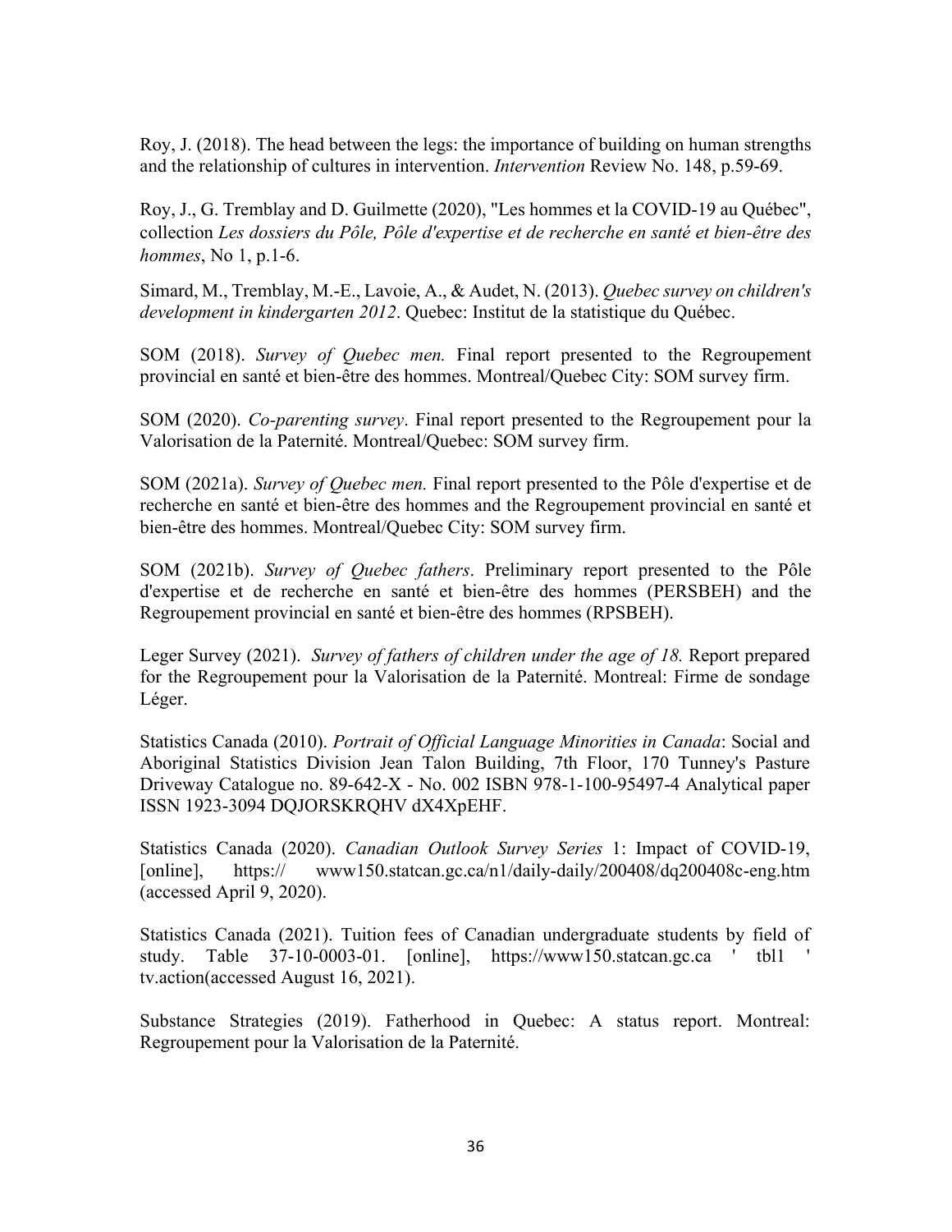Roy, J. (2018). The head between the legs: the importance of building on human strengths and the relationship of cultures in intervention. *Intervention* Review No. 148, p.59-69.

Roy, J., G. Tremblay and D. Guilmette (2020), "Les hommes et la COVID-19 au Québec", collection *Les dossiers du Pôle, Pôle d'expertise et de recherche en santé et bien-être des hommes*, No 1, p.1-6.

Simard, M., Tremblay, M.-E., Lavoie, A., & Audet, N. (2013). *Quebec survey on children's development in kindergarten 2012*. Quebec: Institut de la statistique du Québec.

SOM (2018). *Survey of Quebec men.* Final report presented to the Regroupement provincial en santé et bien-être des hommes. Montreal/Quebec City: SOM survey firm.

SOM (2020). *Co-parenting survey*. Final report presented to the Regroupement pour la Valorisation de la Paternité. Montreal/Quebec: SOM survey firm.

SOM (2021a). *Survey of Quebec men.* Final report presented to the Pôle d'expertise et de recherche en santé et bien-être des hommes and the Regroupement provincial en santé et bien-être des hommes. Montreal/Quebec City: SOM survey firm.

SOM (2021b). *Survey of Quebec fathers*. Preliminary report presented to the Pôle d'expertise et de recherche en santé et bien-être des hommes (PERSBEH) and the Regroupement provincial en santé et bien-être des hommes (RPSBEH).

Leger Survey (2021). *Survey of fathers of children under the age of 18.* Report prepared for the Regroupement pour la Valorisation de la Paternité. Montreal: Firme de sondage Léger.

Statistics Canada (2010). *Portrait of Official Language Minorities in Canada*: Social and Aboriginal Statistics Division Jean Talon Building, 7th Floor, 170 Tunney's Pasture Driveway Catalogue no. 89-642-X - No. 002 ISBN 978-1-100-95497-4 Analytical paper ISSN 1923-3094 DQJORSKRQHV dX4XpEHF.

Statistics Canada (2020). *Canadian Outlook Survey Series* 1: Impact of COVID-19, [online], https:// www150.statcan.gc.ca/n1/daily-daily/200408/dq200408c-eng.htm (accessed April 9, 2020).

Statistics Canada (2021). Tuition fees of Canadian undergraduate students by field of study. Table 37-10-0003-01. [online], https://www150.statcan.gc.ca ' tbl1 ' tv.action(accessed August 16, 2021).

Substance Strategies (2019). Fatherhood in Quebec: A status report. Montreal: Regroupement pour la Valorisation de la Paternité.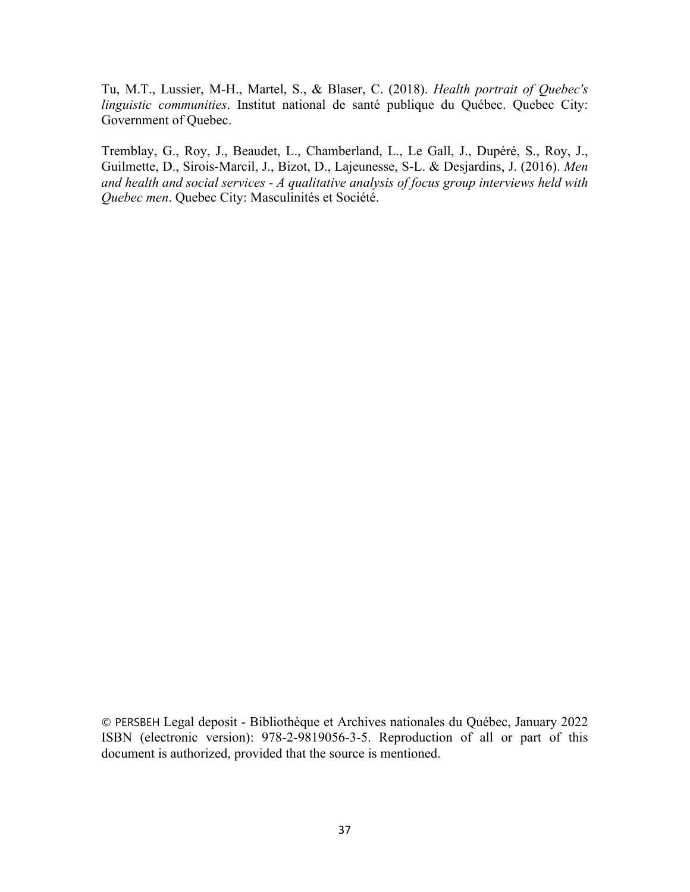Tu, M.T., Lussier, M-H., Martel, S., & Blaser, C. (2018). *Health portrait of Quebec's linguistic communities*. Institut national de santé publique du Québec. Quebec City: Government of Quebec.

Tremblay, G., Roy, J., Beaudet, L., Chamberland, L., Le Gall, J., Dupéré, S., Roy, J., Guilmette, D., Sirois-Marcil, J., Bizot, D., Lajeunesse, S-L. & Desjardins, J. (2016). *Men and health and social services - A qualitative analysis of focus group interviews held with Quebec men*. Quebec City: Masculinités et Société.

© PERSBEH Legal deposit - Bibliothèque et Archives nationales du Québec, January 2022 ISBN (electronic version): 978-2-9819056-3-5. Reproduction of all or part of this document is authorized, provided that the source is mentioned.